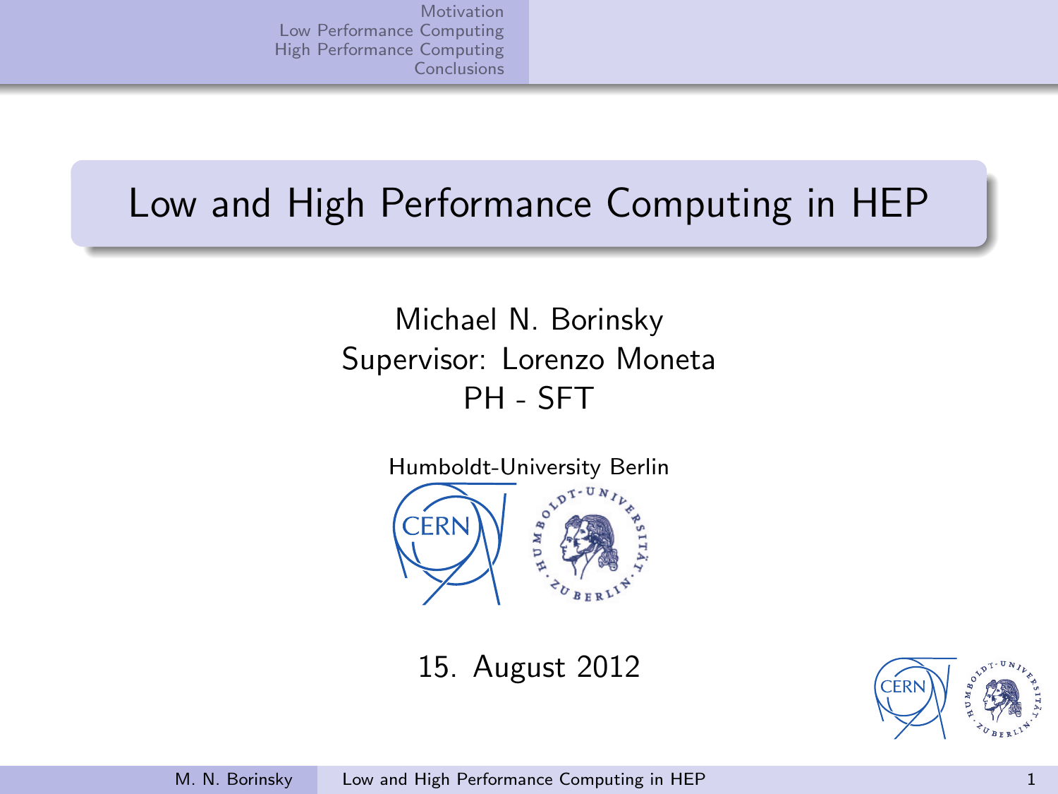# Low and High Performance Computing in HEP

Michael N. Borinsky
Supervisor: Lorenzo Moneta
PH - SFT

Humboldt-University Berlin

15. August 2012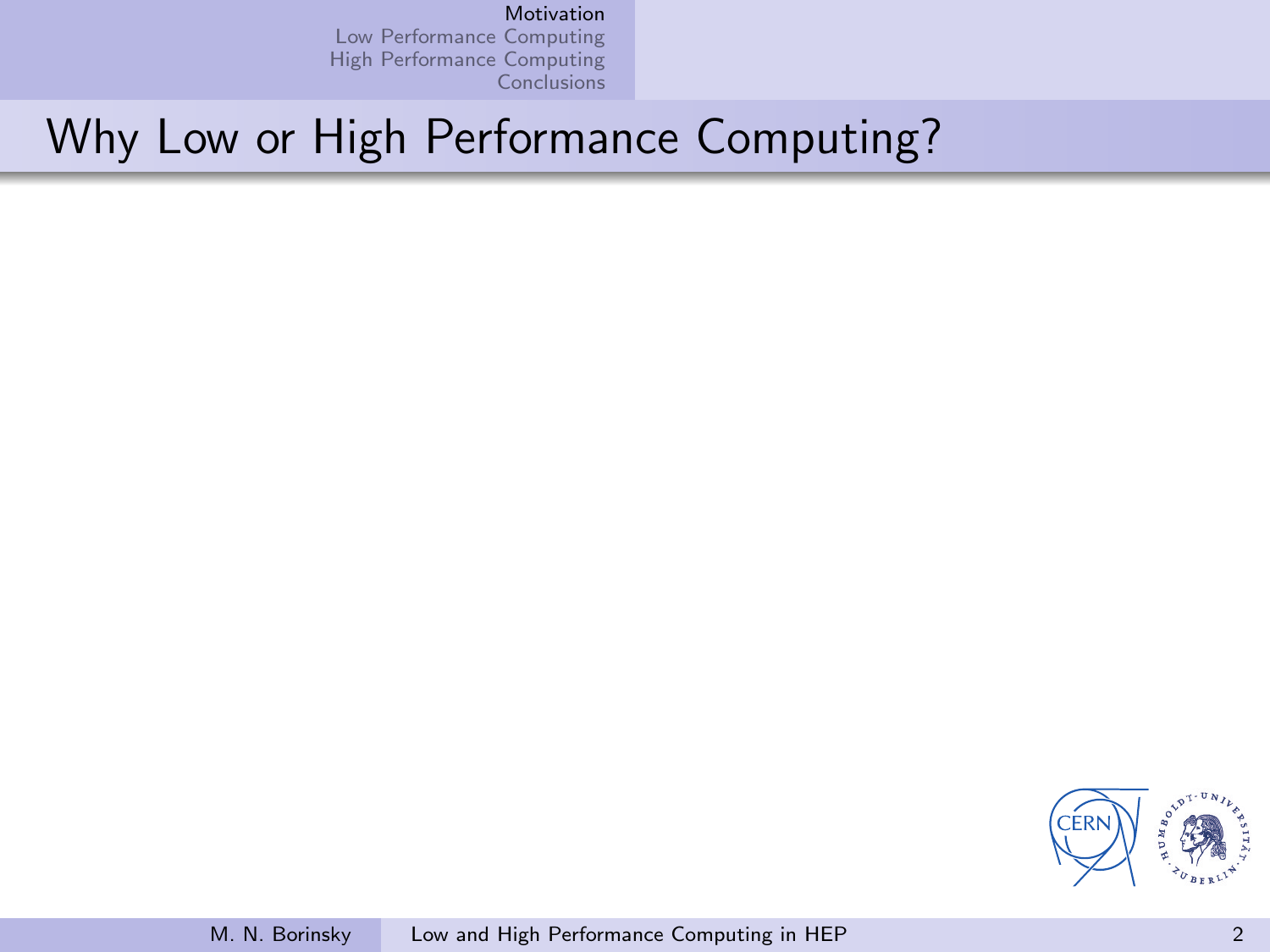# Why Low or High Performance Computing?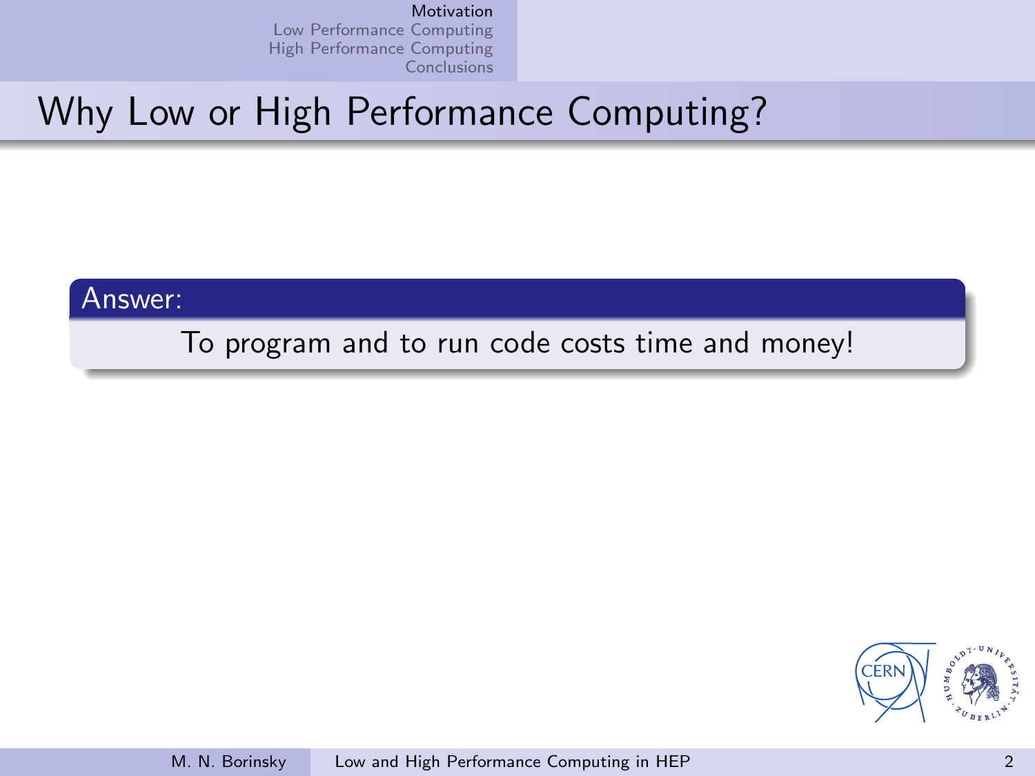# Why Low or High Performance Computing?

**Answer:**

To program and to run code costs time and money!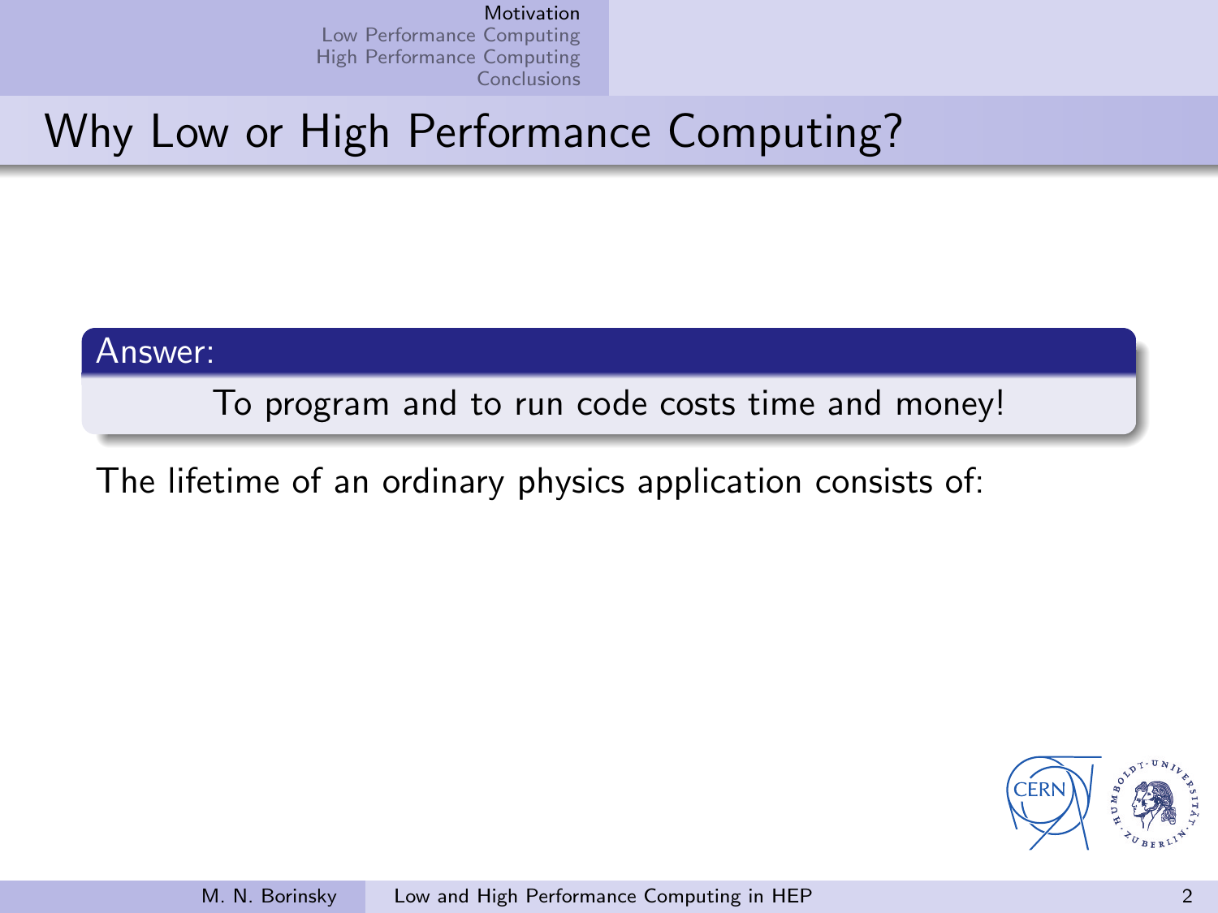# Why Low or High Performance Computing?

**Answer:**

To program and to run code costs time and money!

The lifetime of an ordinary physics application consists of: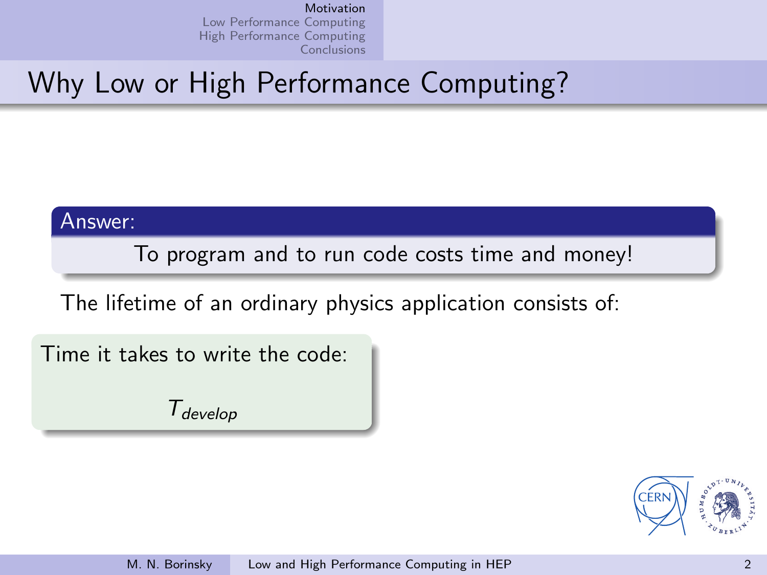# Why Low or High Performance Computing?

**Answer:**

To program and to run code costs time and money!

The lifetime of an ordinary physics application consists of:

Time it takes to write the code:

$$T_{develop}$$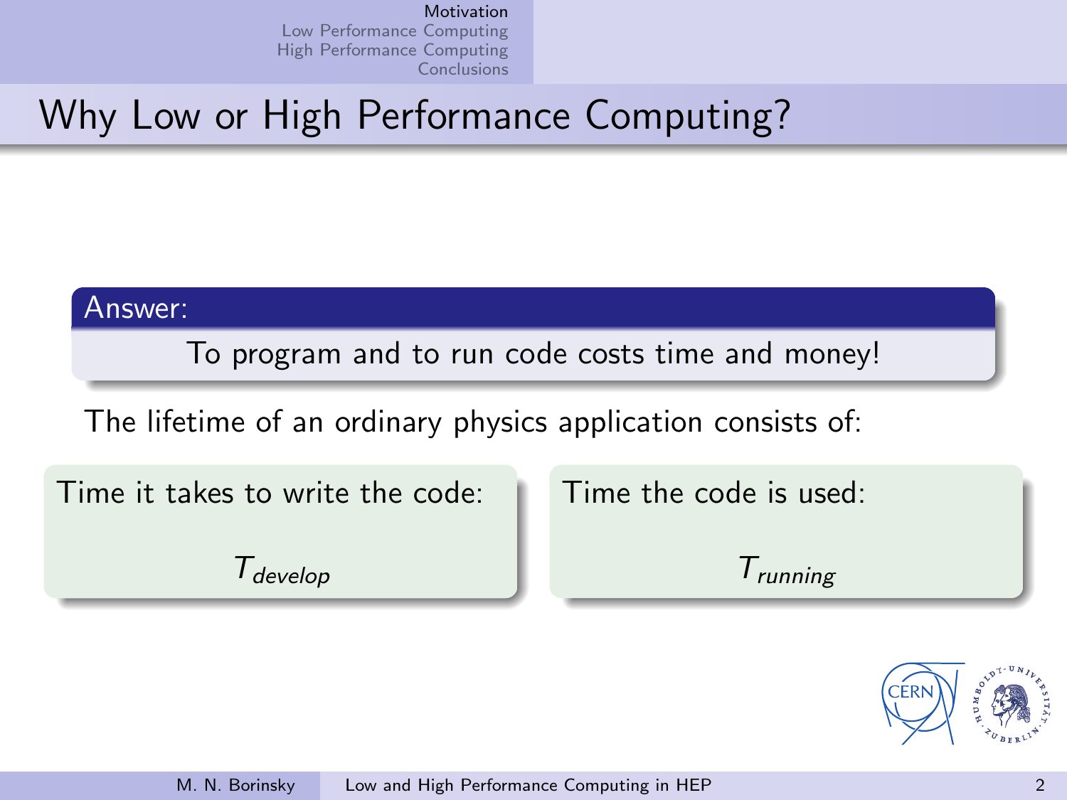# Why Low or High Performance Computing?

**Answer:**

To program and to run code costs time and money!

The lifetime of an ordinary physics application consists of:

Time it takes to write the code:

$T_{develop}$

Time the code is used:

$T_{running}$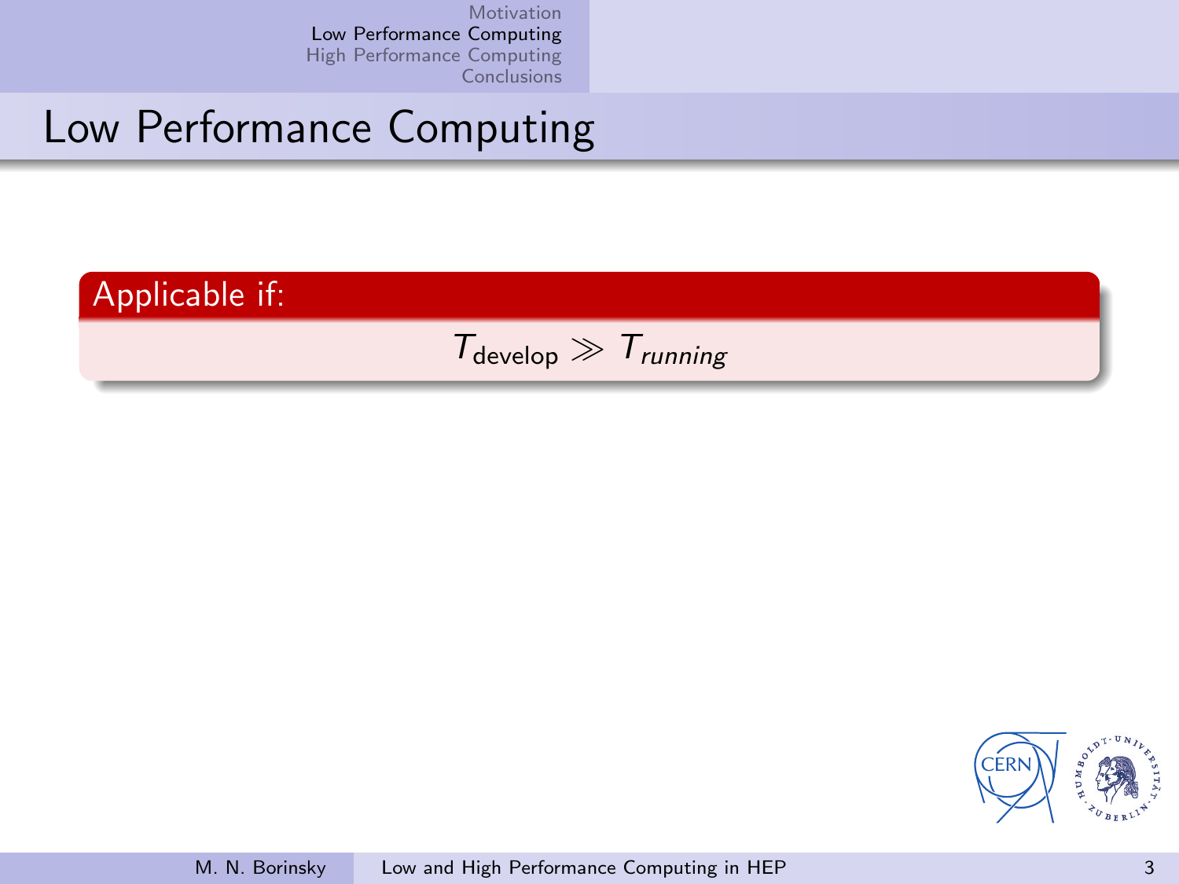# Low Performance Computing

**Applicable if:**

$$T_{\text{develop}} \gg T_{running}$$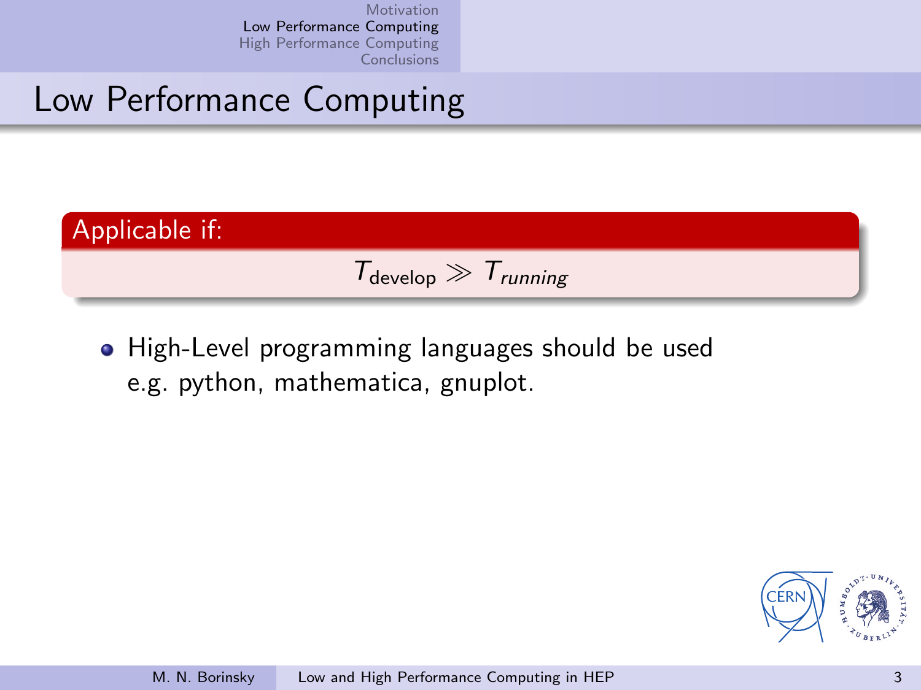# Low Performance Computing

**Applicable if:**

$$T_{\text{develop}} \gg T_{running}$$

- High-Level programming languages should be used e.g. python, mathematica, gnuplot.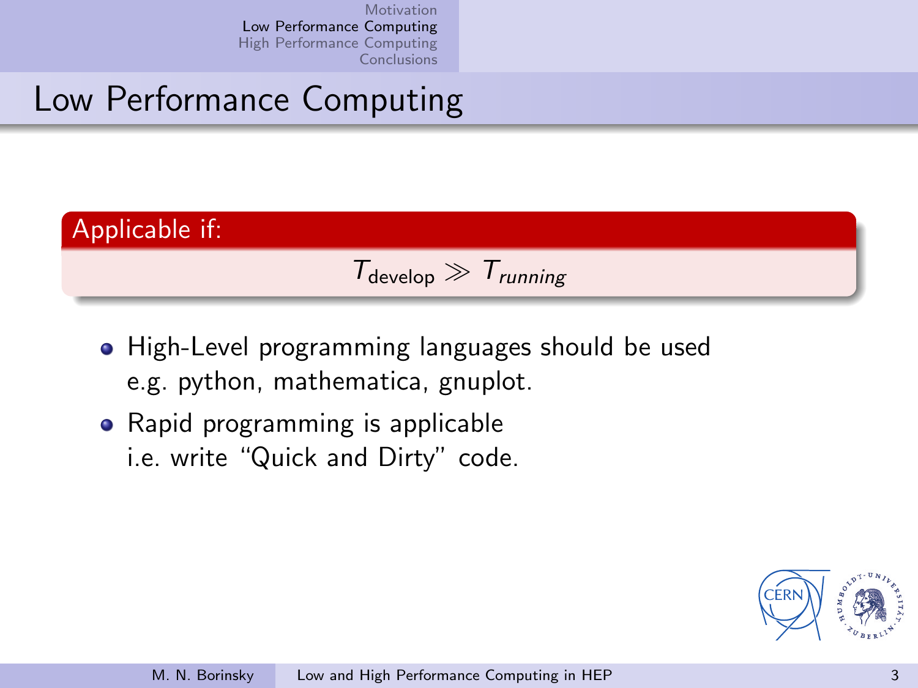# Low Performance Computing

**Applicable if:**

$$T_{\text{develop}} \gg T_{running}$$

- High-Level programming languages should be used e.g. python, mathematica, gnuplot.
- Rapid programming is applicable i.e. write “Quick and Dirty” code.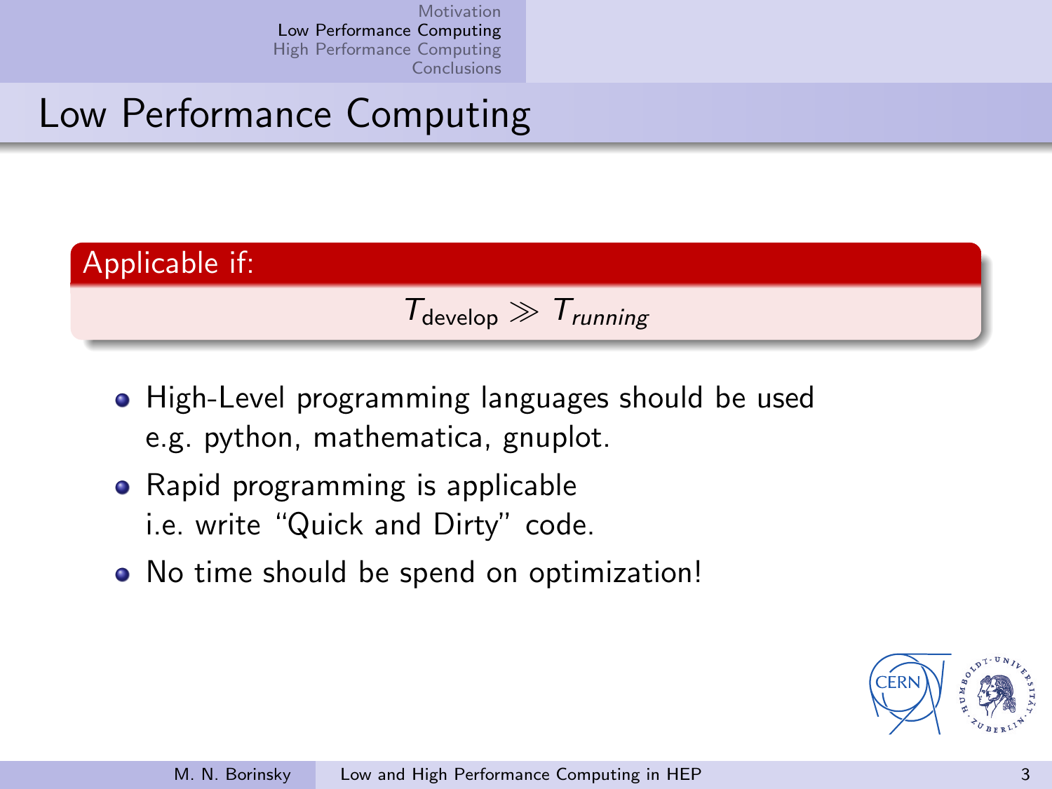# Low Performance Computing

**Applicable if:**

$$T_{\text{develop}} \gg T_{running}$$

- High-Level programming languages should be used e.g. python, mathematica, gnuplot.
- Rapid programming is applicable i.e. write "Quick and Dirty" code.
- No time should be spend on optimization!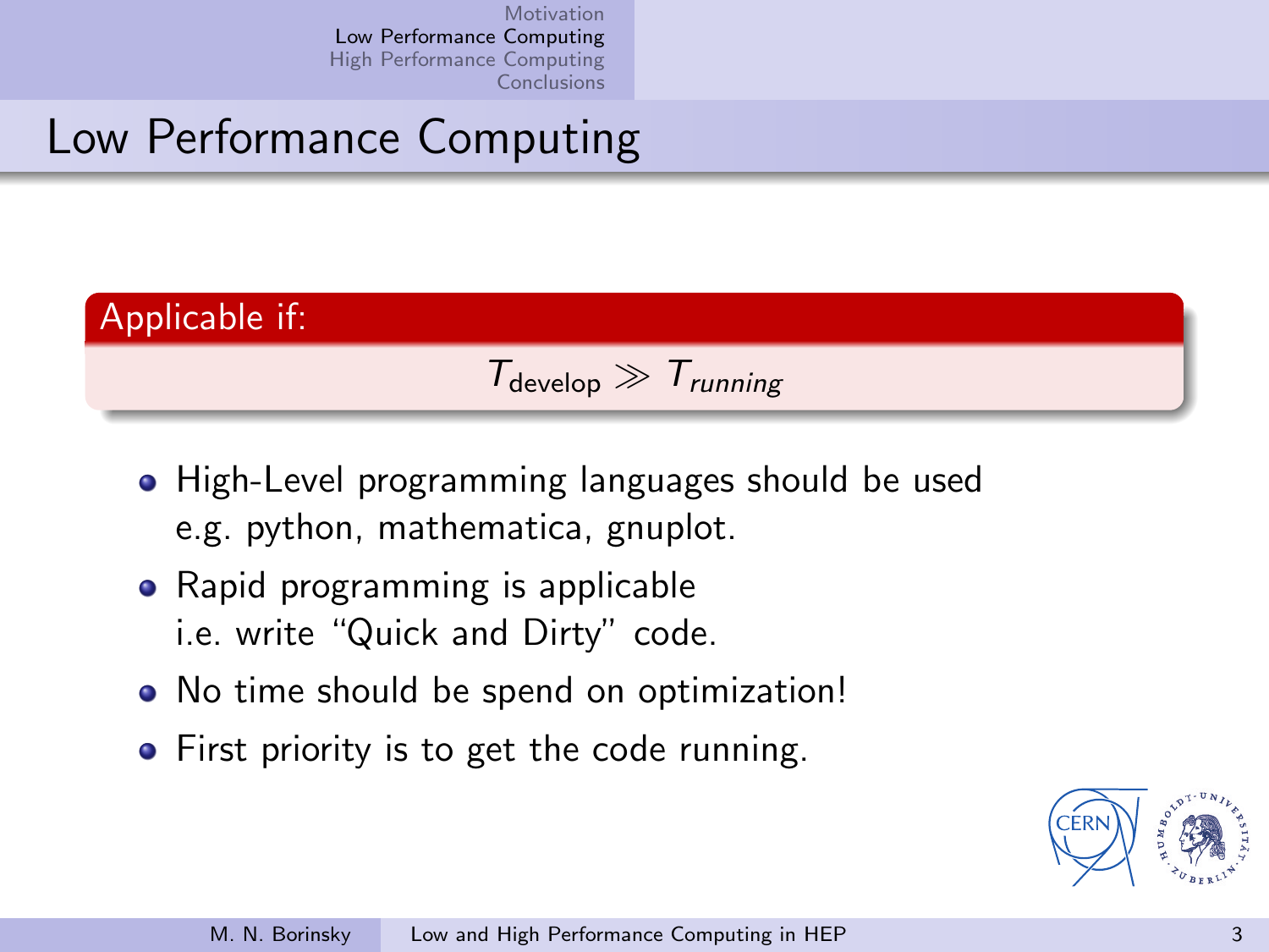# Low Performance Computing

**Applicable if:**

$$T_{\text{develop}} \gg T_{running}$$

- High-Level programming languages should be used e.g. python, mathematica, gnuplot.
- Rapid programming is applicable i.e. write "Quick and Dirty" code.
- No time should be spend on optimization!
- First priority is to get the code running.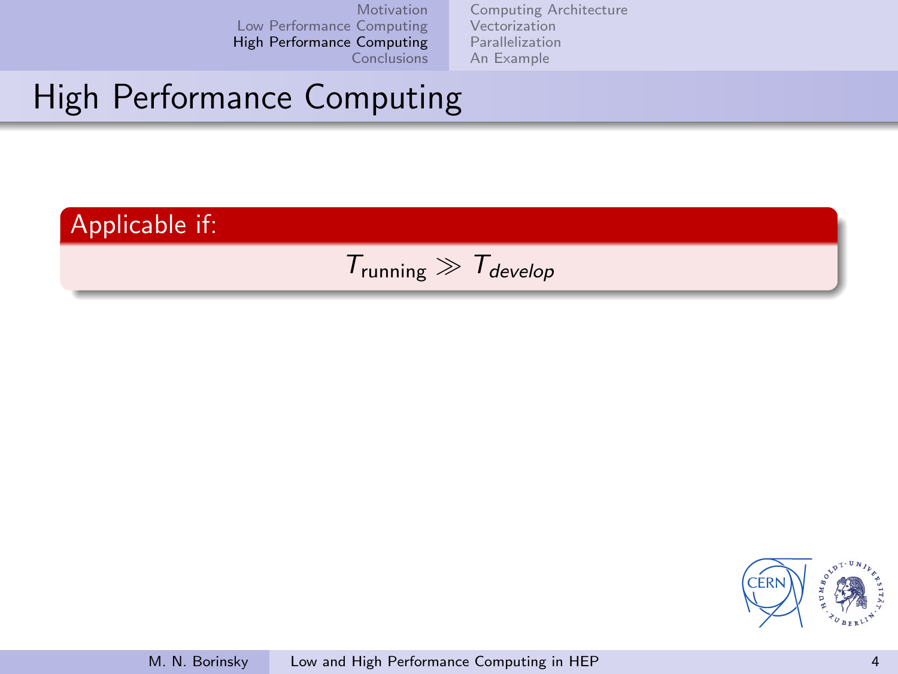# High Performance Computing

**Applicable if:**

$$T_{\text{running}} \gg T_{develop}$$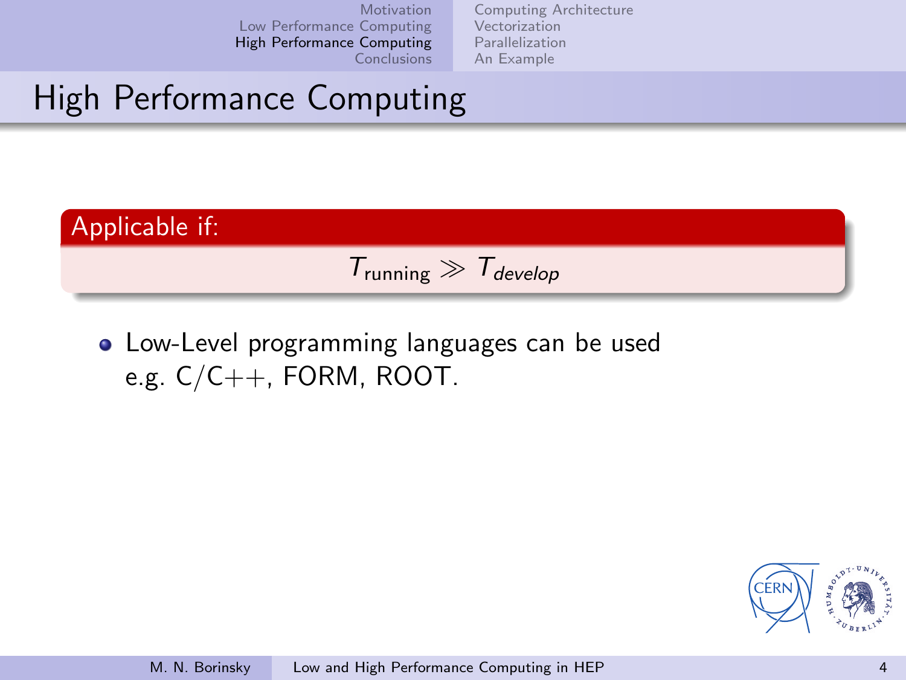# High Performance Computing

**Applicable if:**

$$T_{\text{running}} \gg T_{develop}$$

- Low-Level programming languages can be used e.g. C/C++, FORM, ROOT.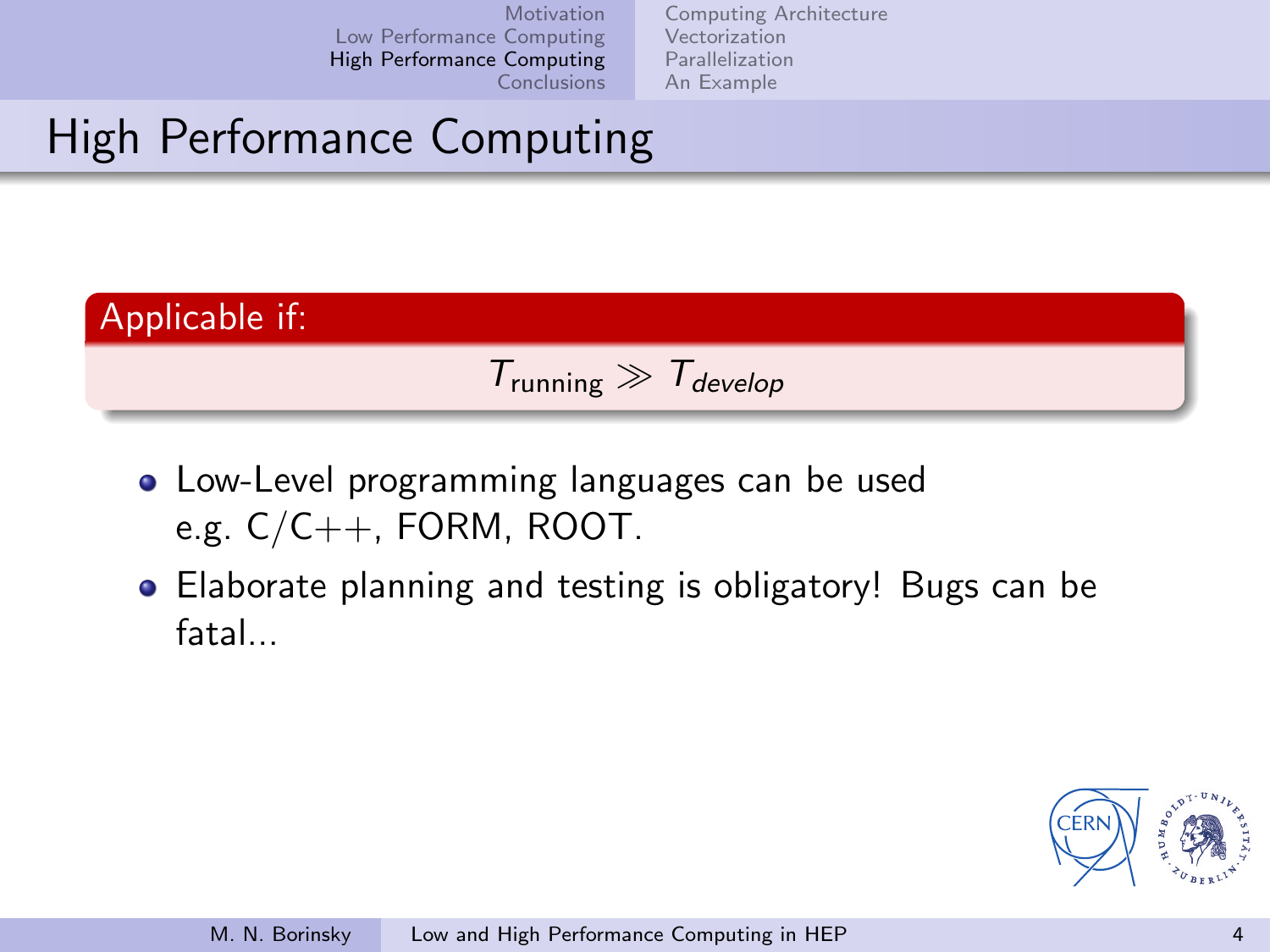# High Performance Computing

**Applicable if:**

$$T_{\text{running}} \gg T_{develop}$$

- Low-Level programming languages can be used e.g. C/C++, FORM, ROOT.
- Elaborate planning and testing is obligatory! Bugs can be fatal...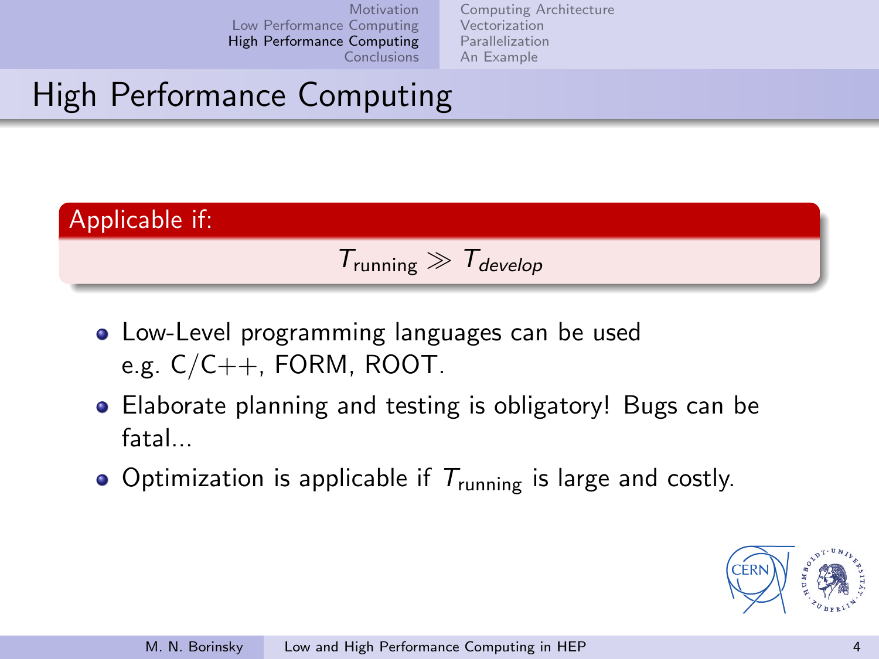# High Performance Computing

**Applicable if:**

$$T_{\text{running}} \gg T_{develop}$$

- Low-Level programming languages can be used e.g. C/C++, FORM, ROOT.
- Elaborate planning and testing is obligatory! Bugs can be fatal...
- Optimization is applicable if $T_{\text{running}}$ is large and costly.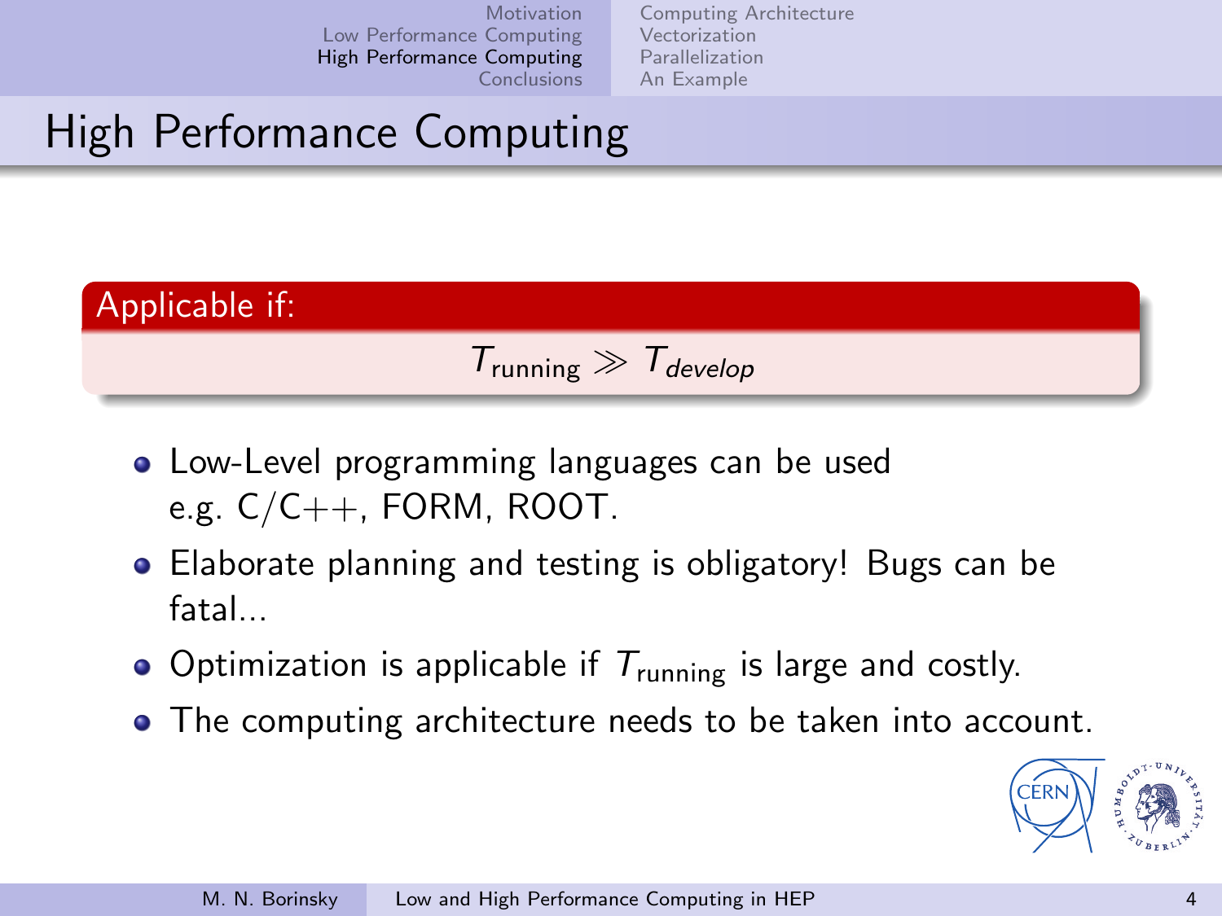# High Performance Computing

**Applicable if:**

$$T_{\text{running}} \gg T_{develop}$$

- Low-Level programming languages can be used e.g. C/C++, FORM, ROOT.
- Elaborate planning and testing is obligatory! Bugs can be fatal...
- Optimization is applicable if $T_{\text{running}}$ is large and costly.
- The computing architecture needs to be taken into account.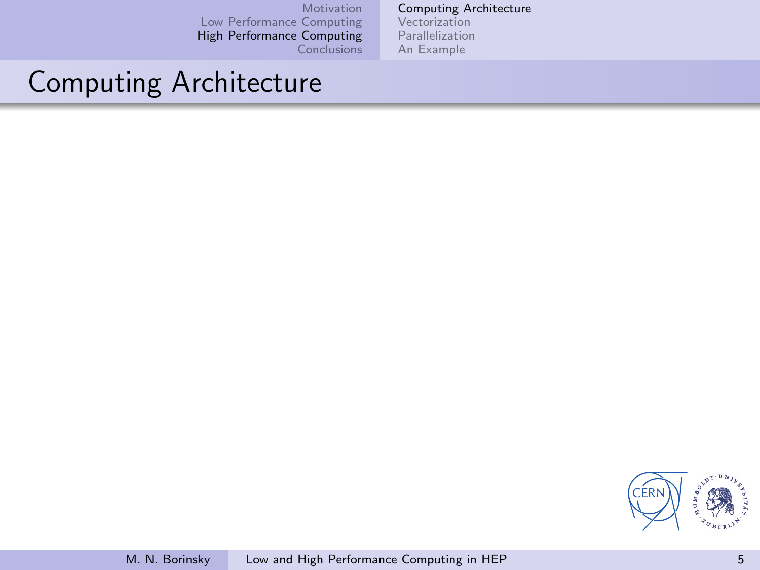# Computing Architecture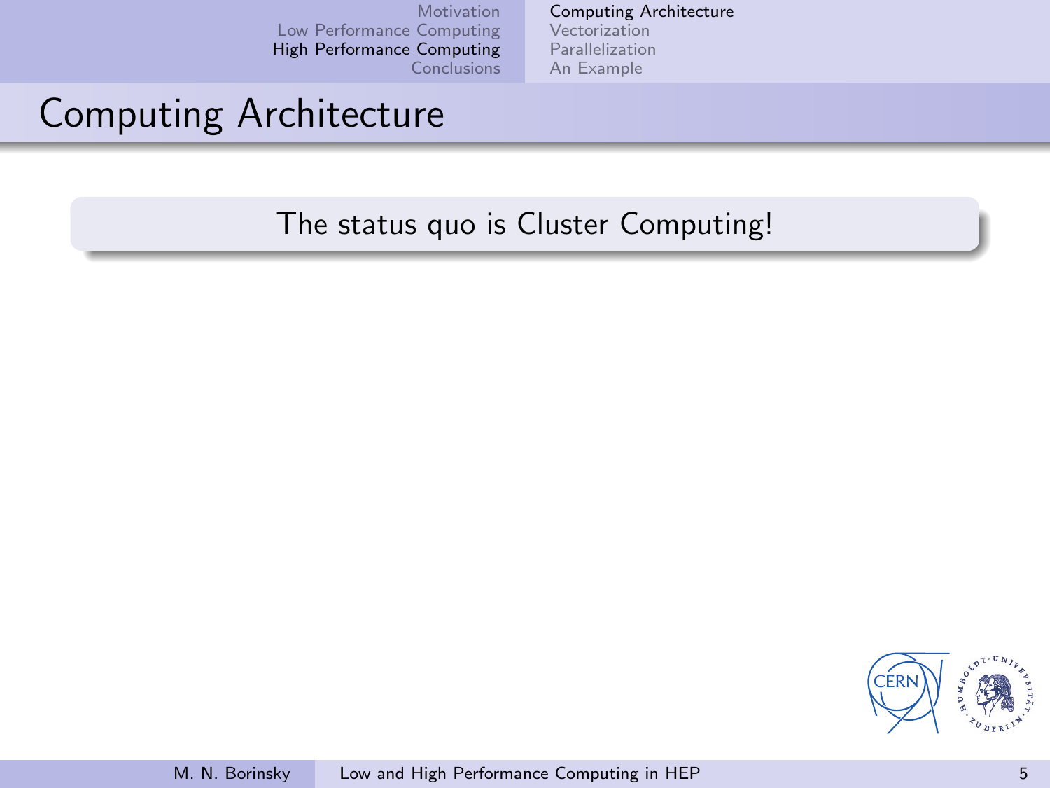# Computing Architecture

The status quo is Cluster Computing!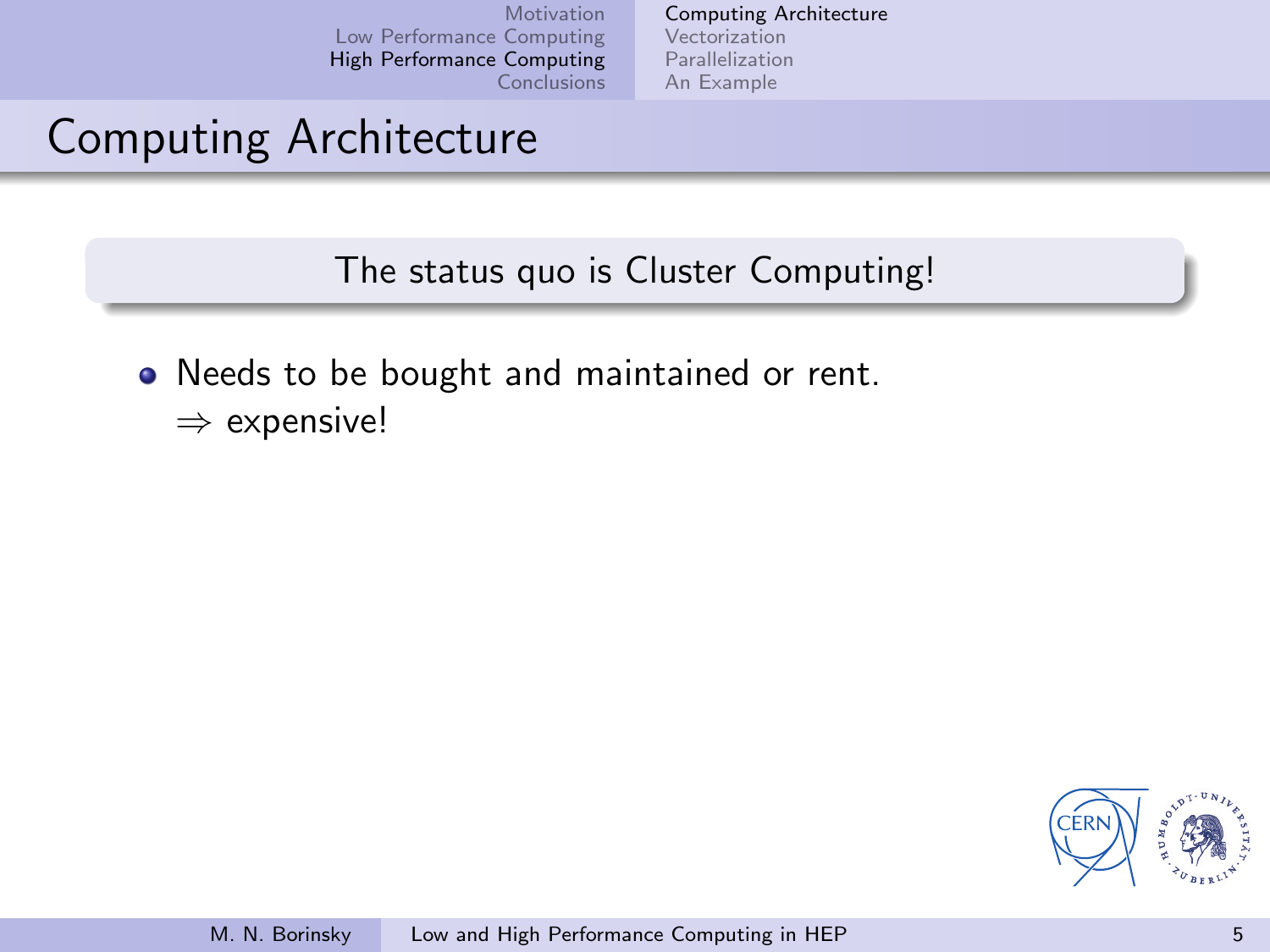# Computing Architecture

The status quo is Cluster Computing!

- Needs to be bought and maintained or rent.
  $\Rightarrow$ expensive!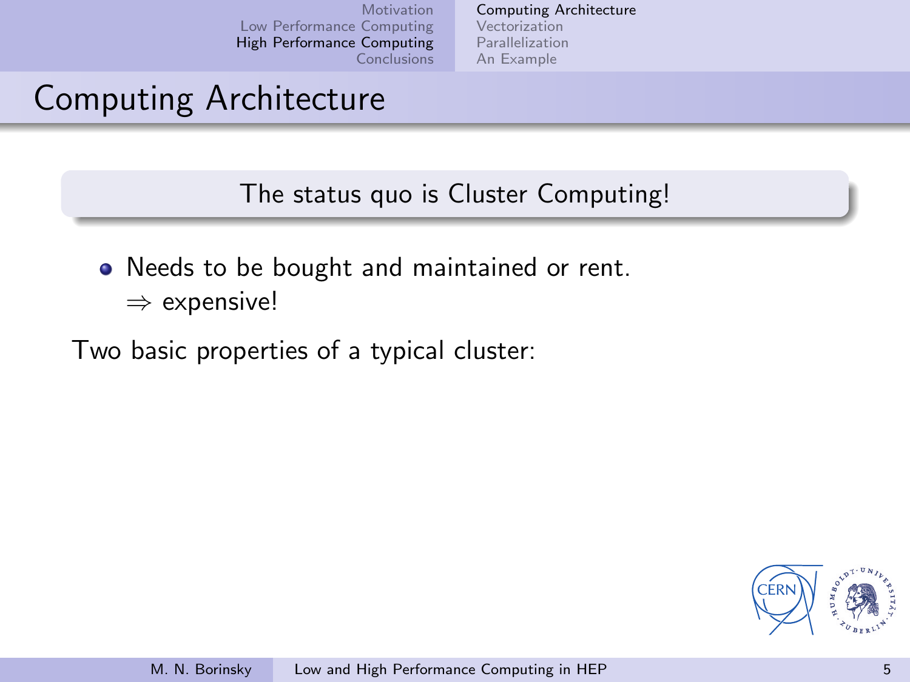# Computing Architecture

The status quo is Cluster Computing!

- Needs to be bought and maintained or rent.
  $\Rightarrow$ expensive!

Two basic properties of a typical cluster: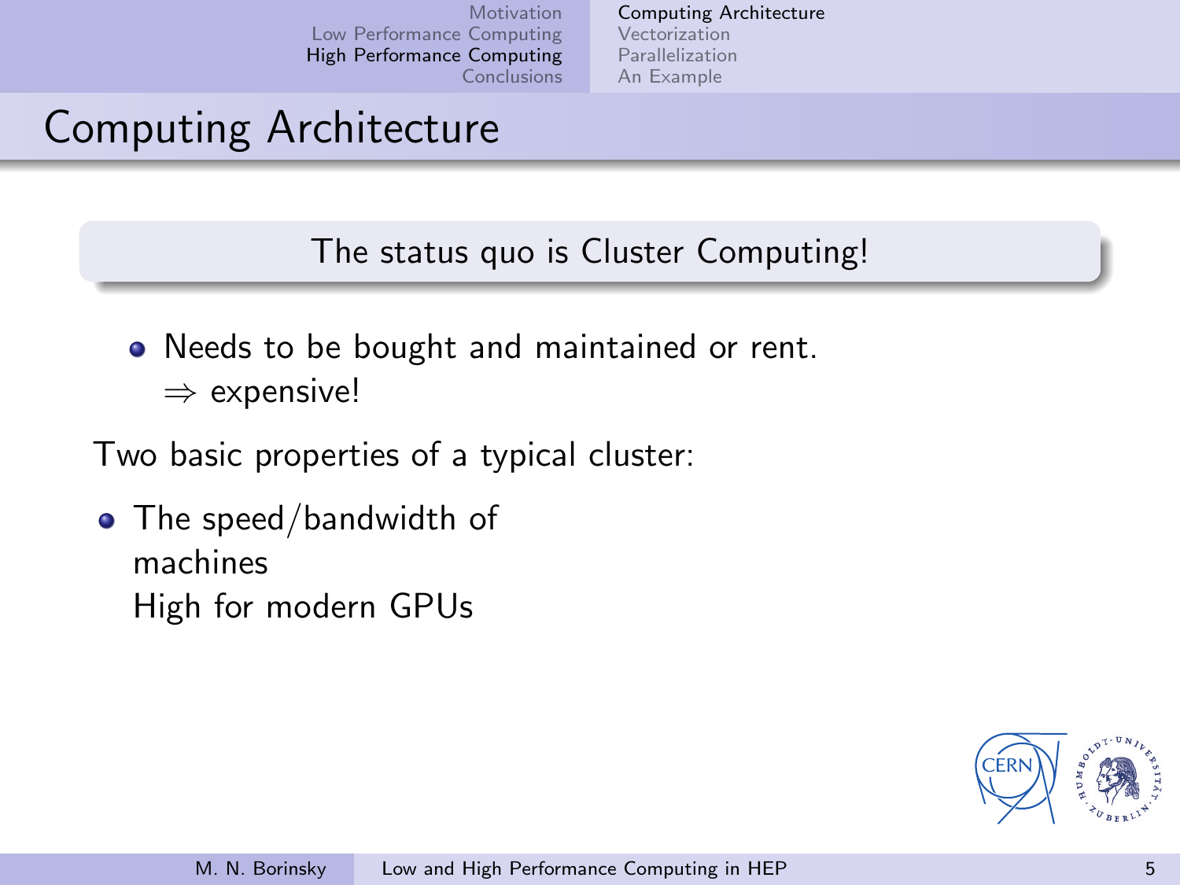# Computing Architecture

The status quo is Cluster Computing!

- Needs to be bought and maintained or rent.
  $\Rightarrow$ expensive!

Two basic properties of a typical cluster:

- The speed/bandwidth of machines
  High for modern GPUs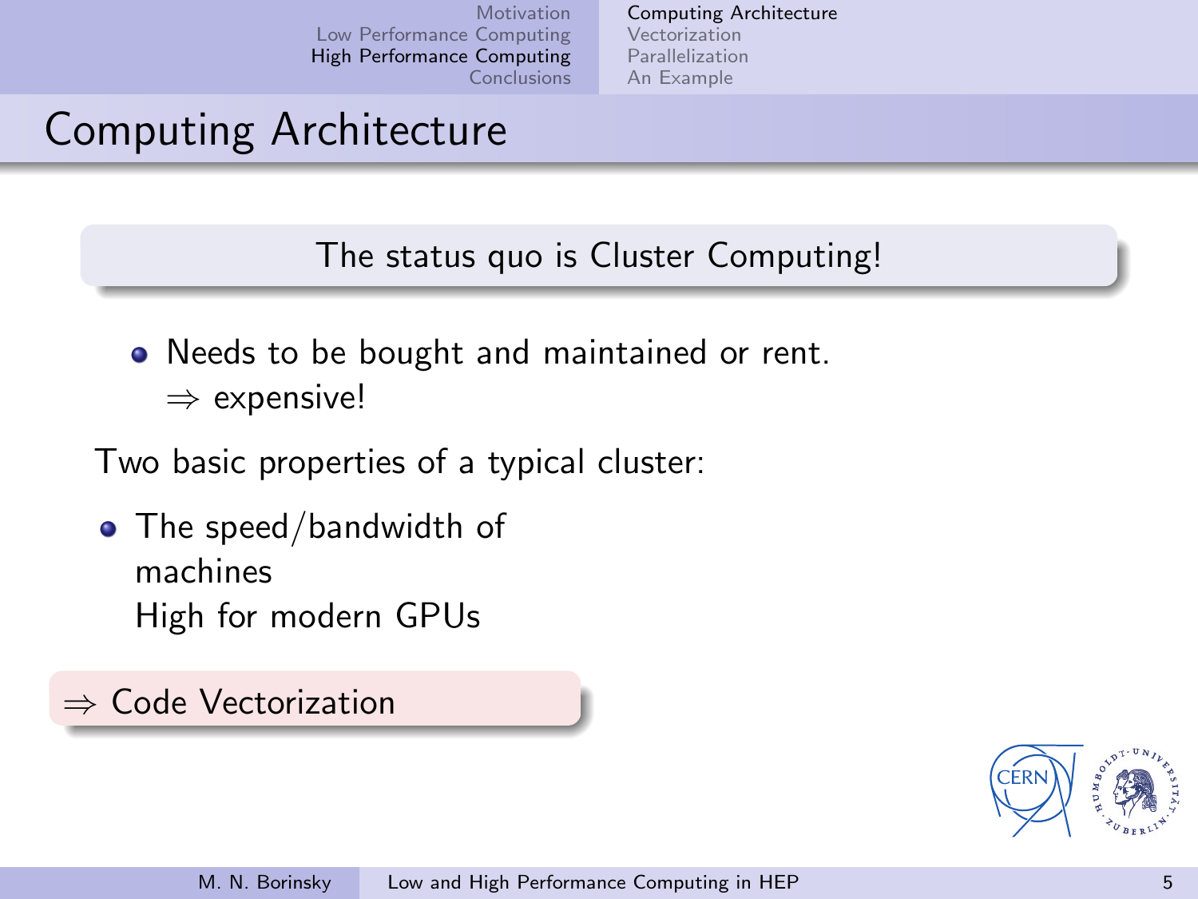# Computing Architecture

The status quo is Cluster Computing!

- Needs to be bought and maintained or rent.
  $\Rightarrow$ expensive!

Two basic properties of a typical cluster:

- The speed/bandwidth of machines
  High for modern GPUs

$\Rightarrow$ Code Vectorization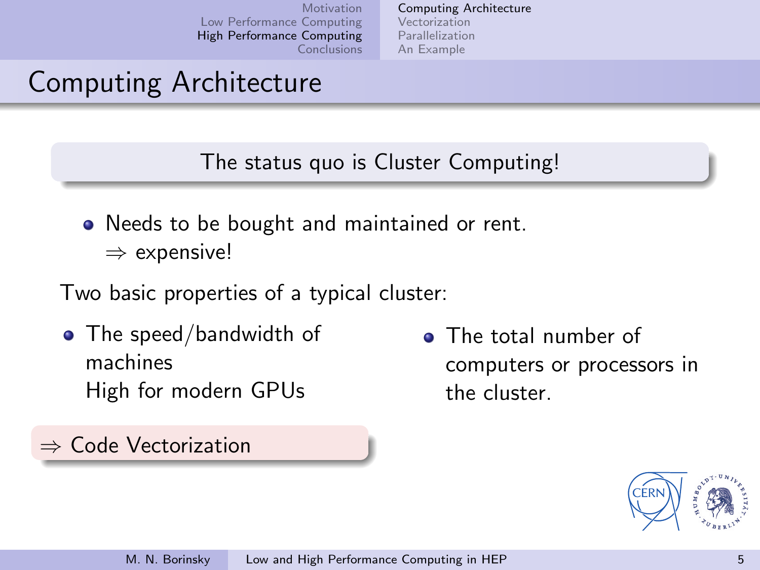# Computing Architecture

The status quo is Cluster Computing!

- Needs to be bought and maintained or rent.
  $\Rightarrow$ expensive!

Two basic properties of a typical cluster:

- The speed/bandwidth of machines
  High for modern GPUs

- The total number of computers or processors in the cluster.

$\Rightarrow$ Code Vectorization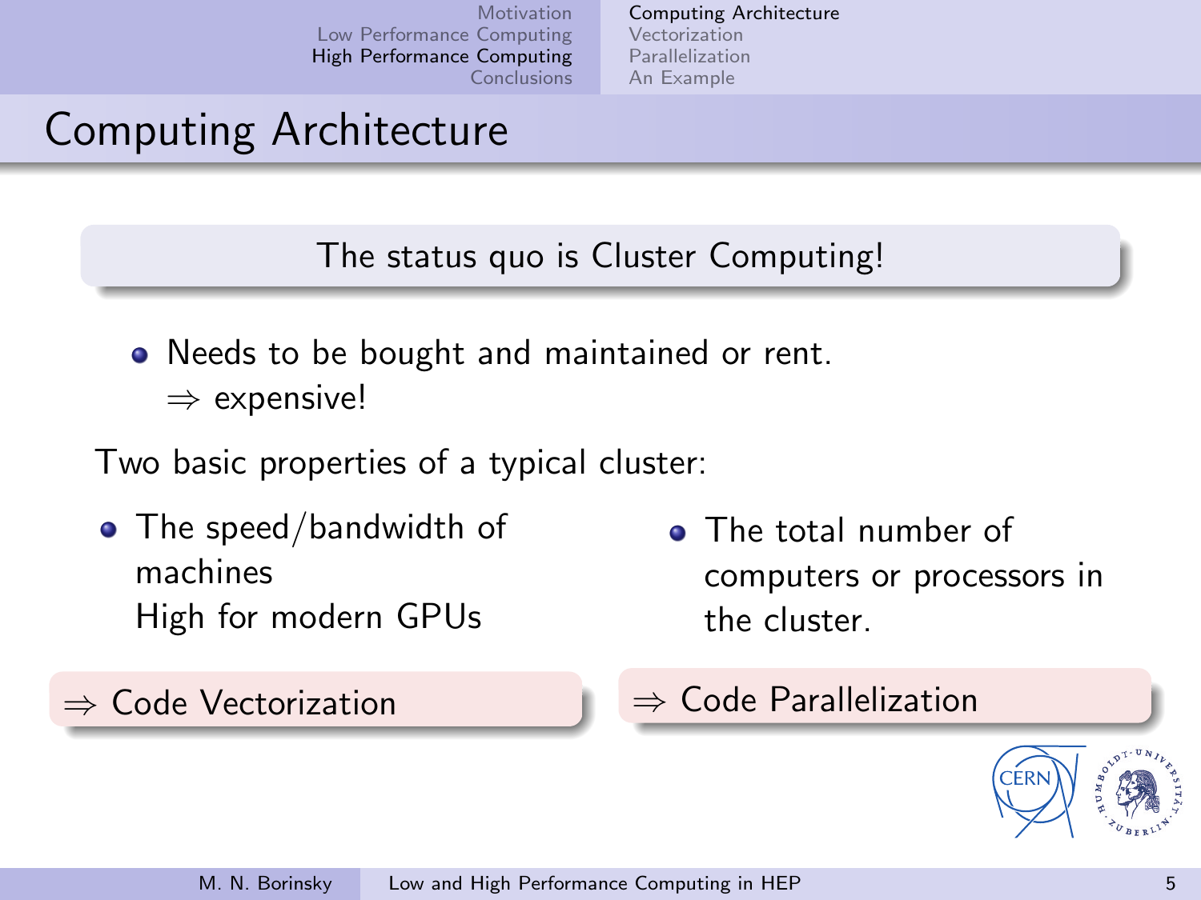# Computing Architecture

The status quo is Cluster Computing!

- Needs to be bought and maintained or rent.
  $\Rightarrow$ expensive!

Two basic properties of a typical cluster:

- The speed/bandwidth of machines
  High for modern GPUs

$\Rightarrow$ Code Vectorization

- The total number of computers or processors in the cluster.

$\Rightarrow$ Code Parallelization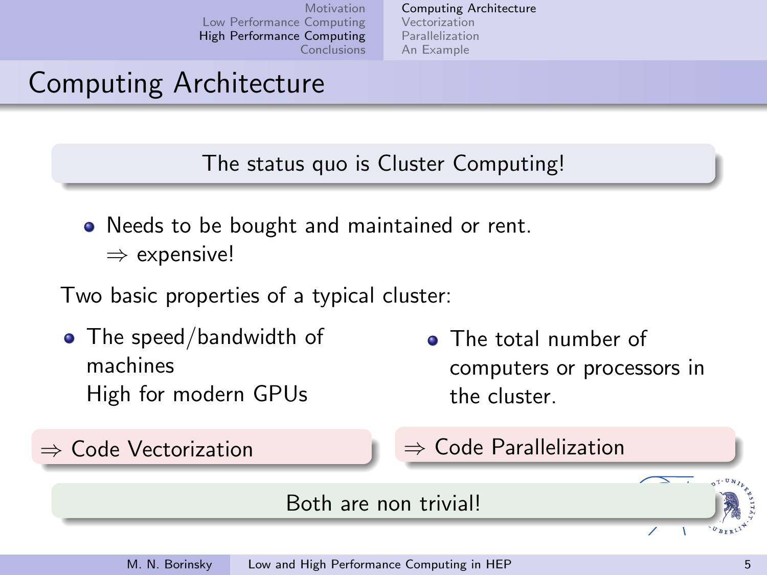# Computing Architecture

**The status quo is Cluster Computing!**

- Needs to be bought and maintained or rent.
  $\Rightarrow$ expensive!

Two basic properties of a typical cluster:

- The speed/bandwidth of machines
  High for modern GPUs

$\Rightarrow$ Code Vectorization

- The total number of computers or processors in the cluster.

$\Rightarrow$ Code Parallelization

**Both are non trivial!**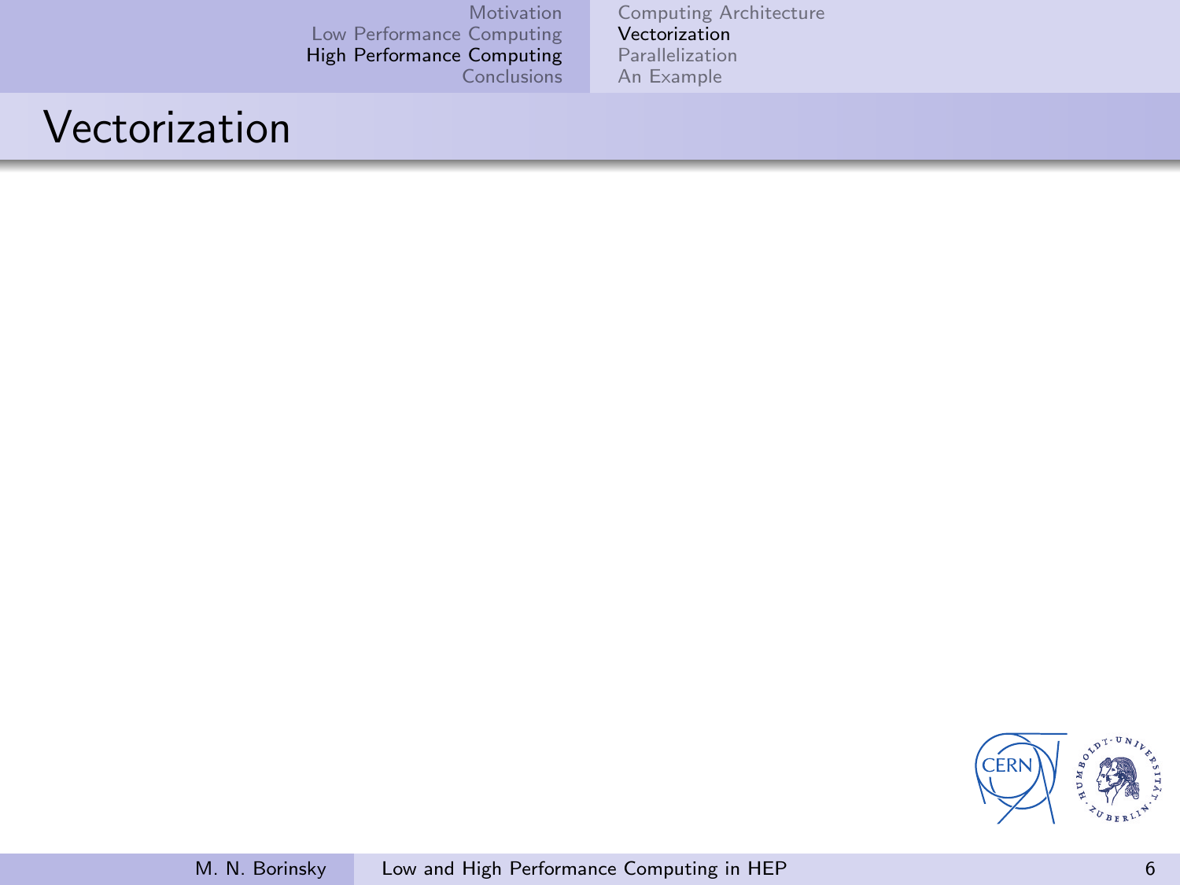# Vectorization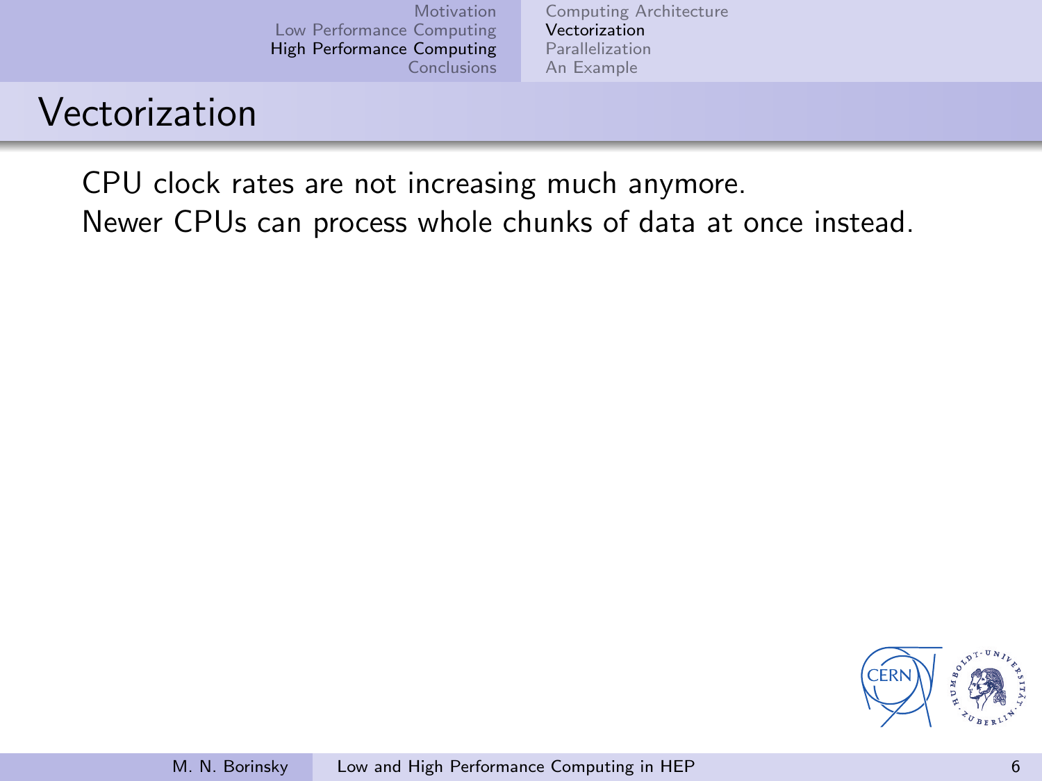# Vectorization

CPU clock rates are not increasing much anymore.
Newer CPUs can process whole chunks of data at once instead.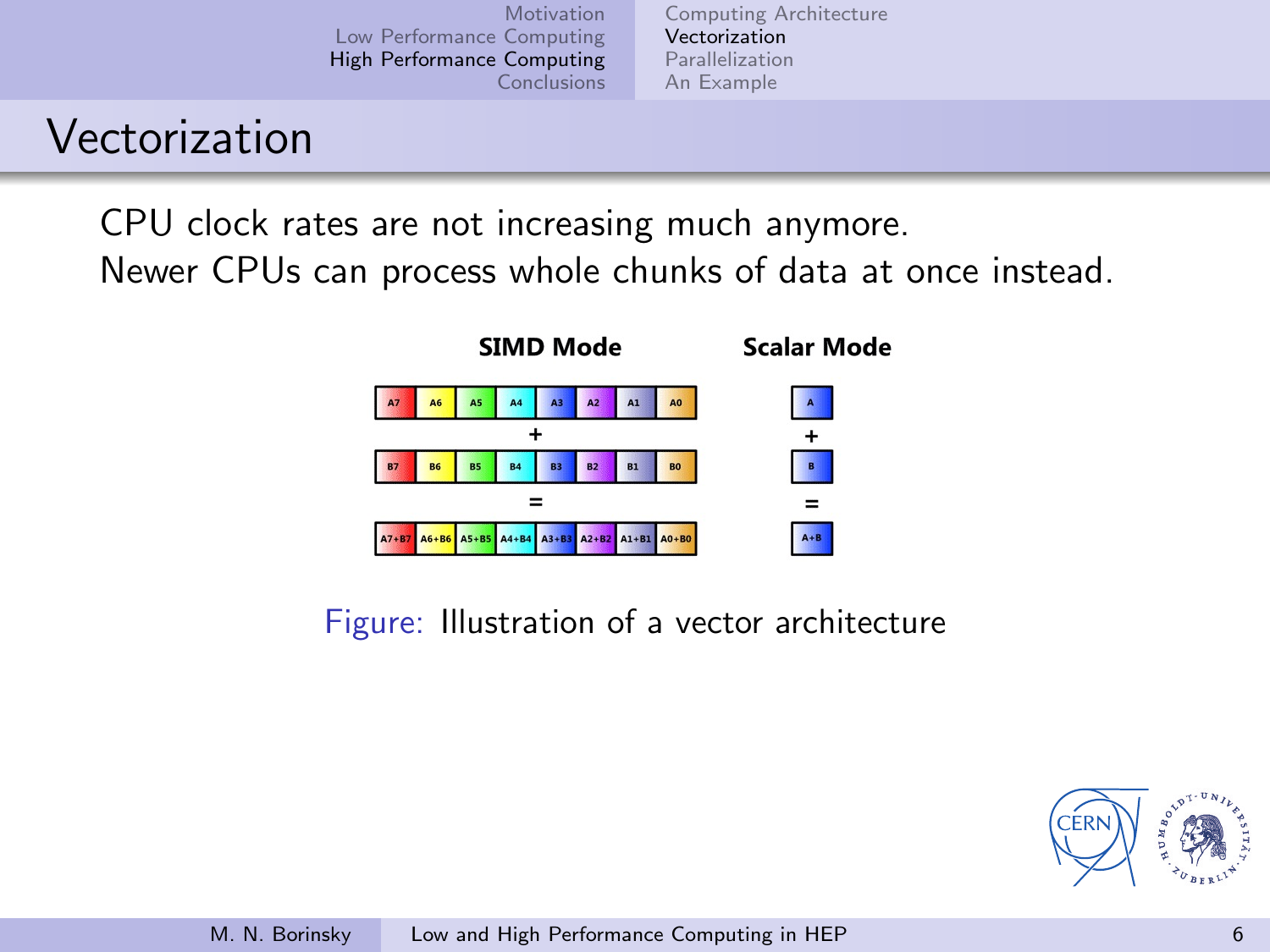# Vectorization

CPU clock rates are not increasing much anymore.
Newer CPUs can process whole chunks of data at once instead.

**SIMD Mode**

| A7 | A6 | A5 | A4 | A3 | A2 | A1 | A0 |
|---|---|---|---|---|---|---|---|

+

| B7 | B6 | B5 | B4 | B3 | B2 | B1 | B0 |
|---|---|---|---|---|---|---|---|

=

| A7+B7 | A6+B6 | A5+B5 | A4+B4 | A3+B3 | A2+B2 | A1+B1 | A0+B0 |
|---|---|---|---|---|---|---|---|

**Scalar Mode**

| A |
|---|

+

| B |
|---|

=

| A+B |
|---|

Figure: Illustration of a vector architecture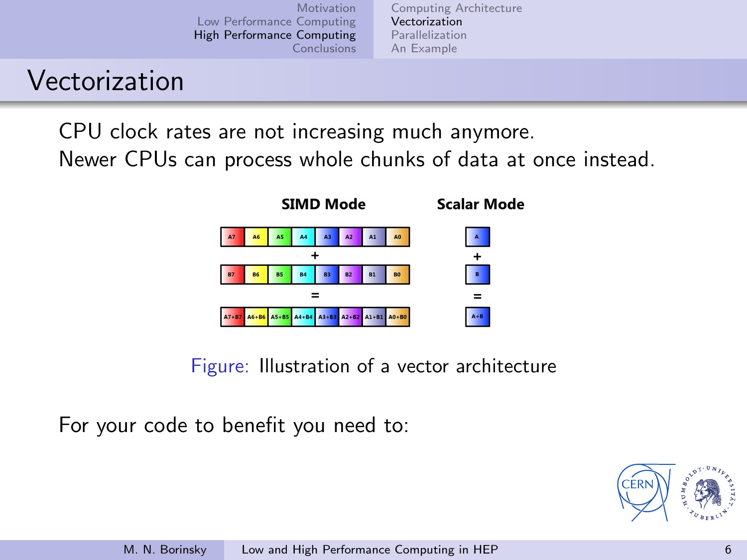# Vectorization

CPU clock rates are not increasing much anymore.
Newer CPUs can process whole chunks of data at once instead.

Figure: Illustration of a vector architecture

For your code to benefit you need to: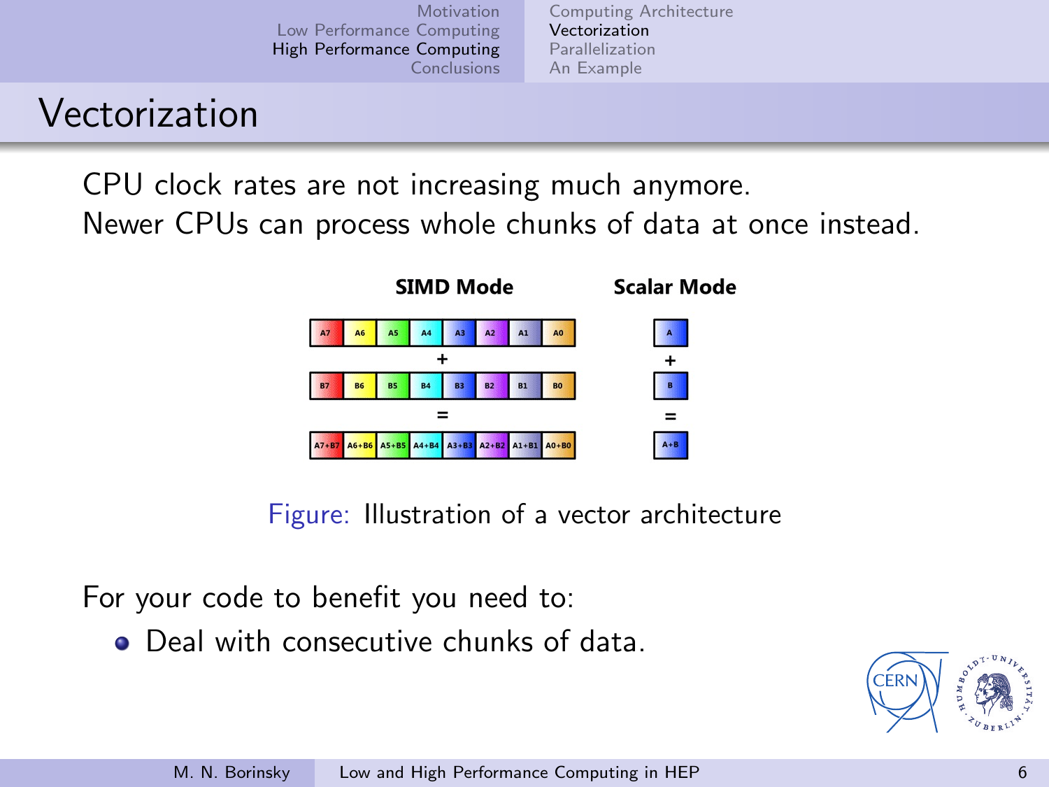# Vectorization

CPU clock rates are not increasing much anymore.
Newer CPUs can process whole chunks of data at once instead.

Figure: Illustration of a vector architecture

For your code to benefit you need to:

- Deal with consecutive chunks of data.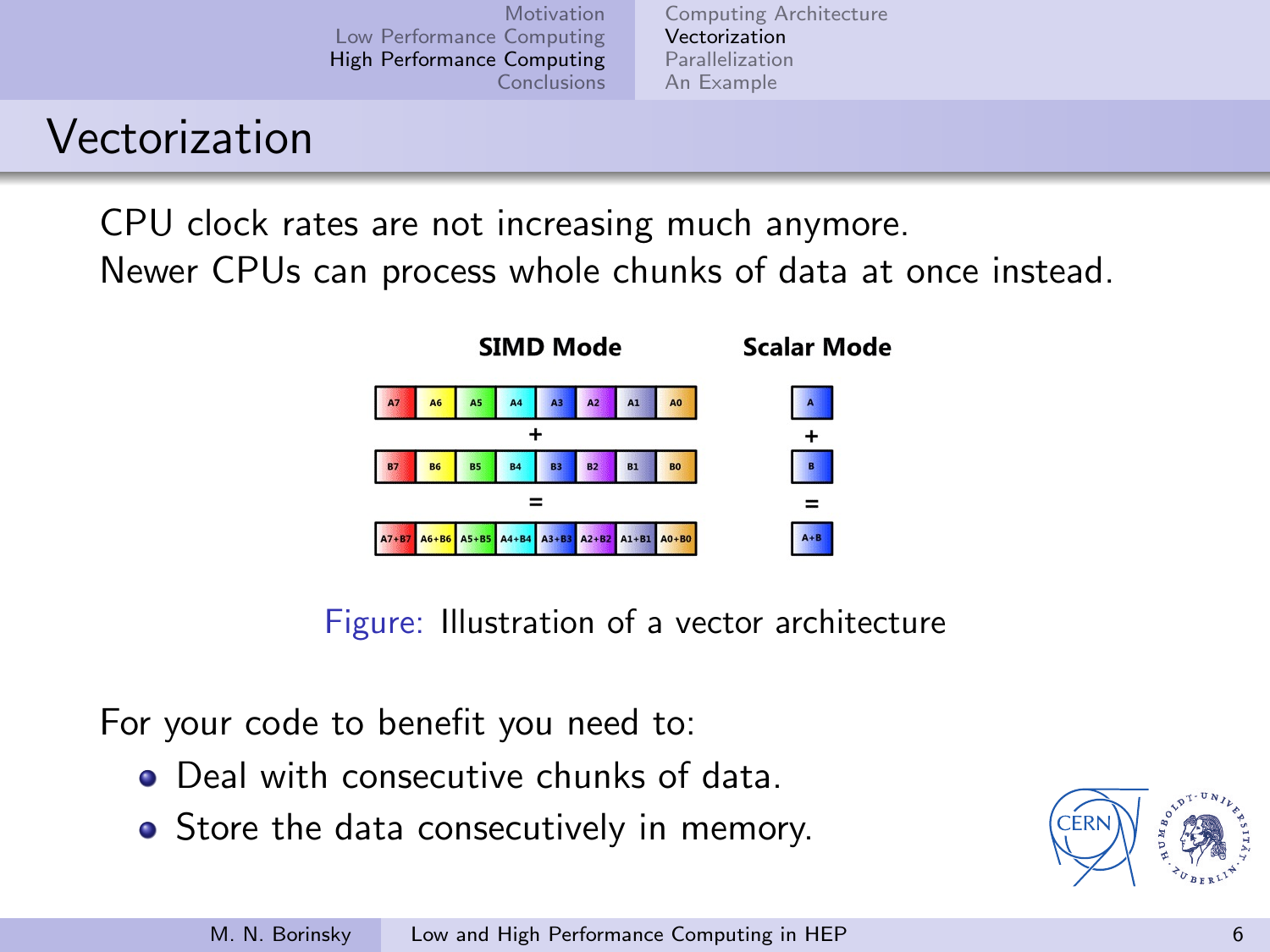# Vectorization

CPU clock rates are not increasing much anymore.
Newer CPUs can process whole chunks of data at once instead.

Figure: Illustration of a vector architecture

For your code to benefit you need to:

- Deal with consecutive chunks of data.
- Store the data consecutively in memory.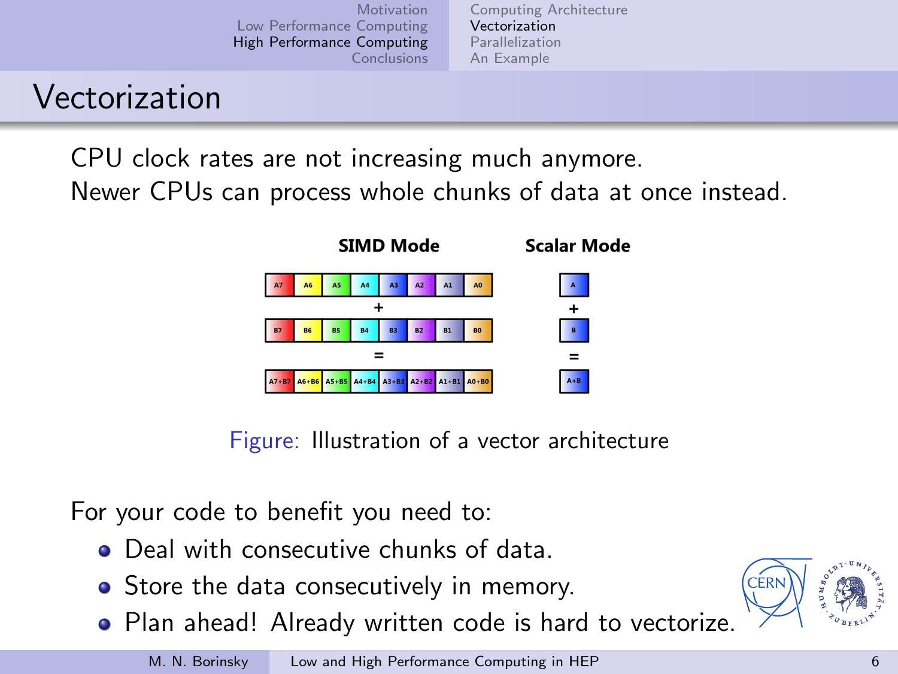# Vectorization

CPU clock rates are not increasing much anymore.
Newer CPUs can process whole chunks of data at once instead.

Figure: Illustration of a vector architecture

For your code to benefit you need to:

- Deal with consecutive chunks of data.
- Store the data consecutively in memory.
- Plan ahead! Already written code is hard to vectorize.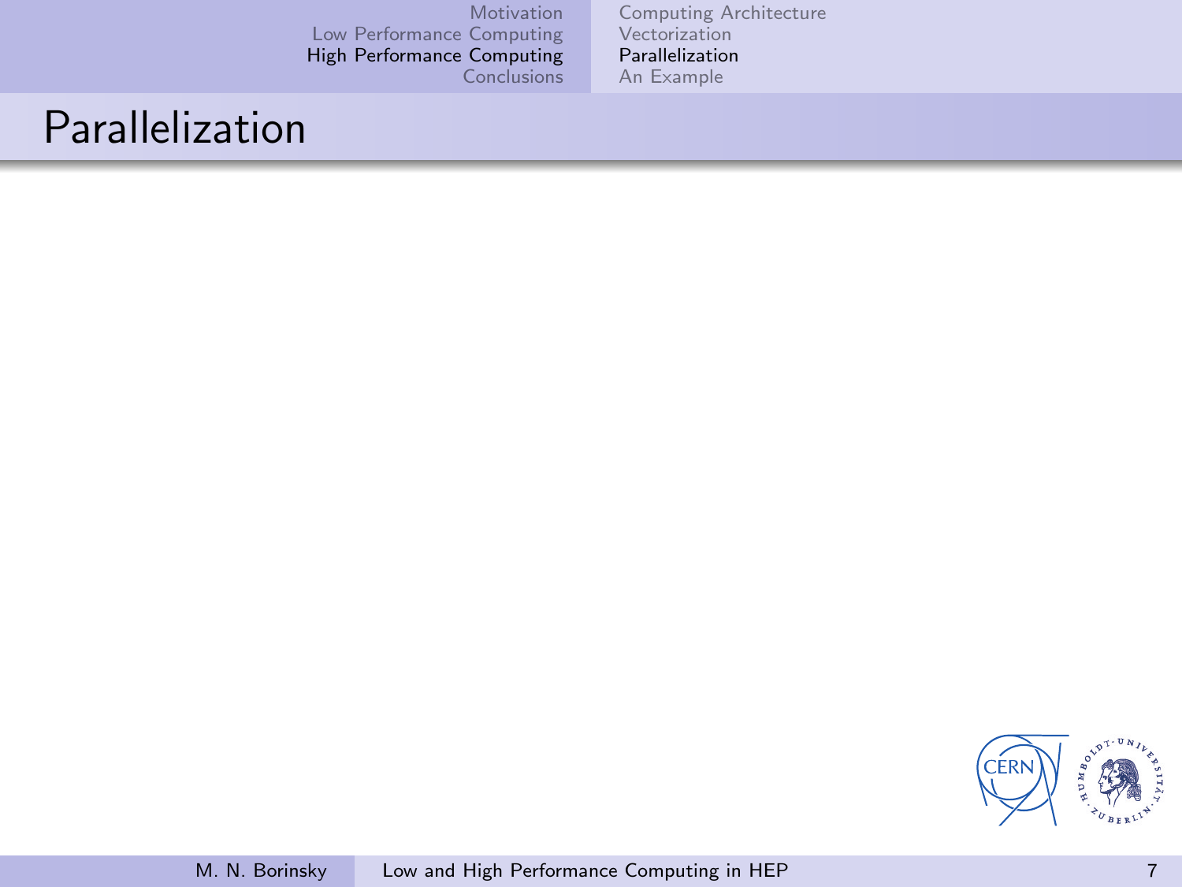# Parallelization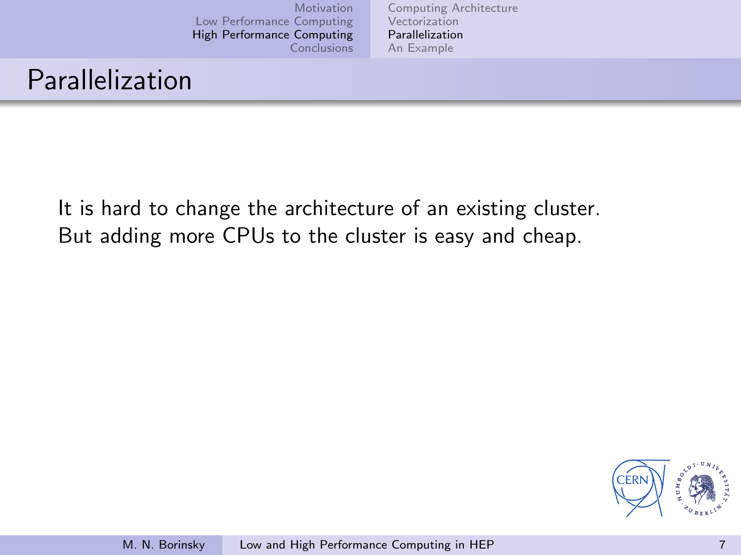# Parallelization

It is hard to change the architecture of an existing cluster.
But adding more CPUs to the cluster is easy and cheap.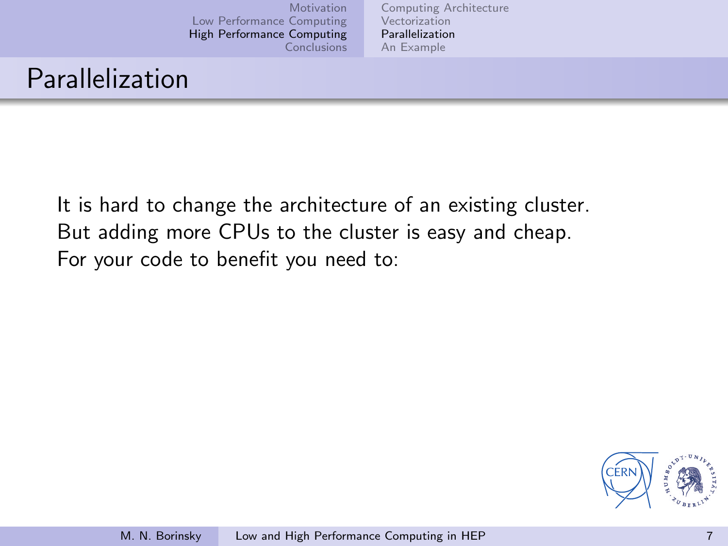# Parallelization

It is hard to change the architecture of an existing cluster.
But adding more CPUs to the cluster is easy and cheap.
For your code to benefit you need to: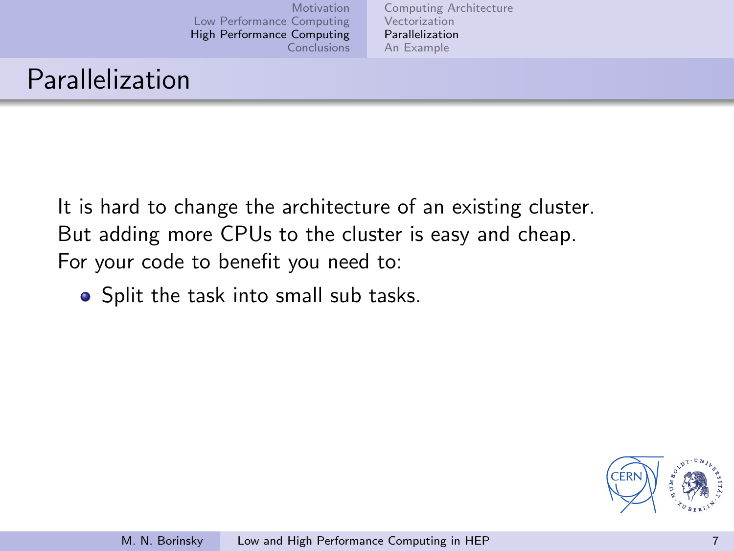# Parallelization

It is hard to change the architecture of an existing cluster.
But adding more CPUs to the cluster is easy and cheap.
For your code to benefit you need to:

- Split the task into small sub tasks.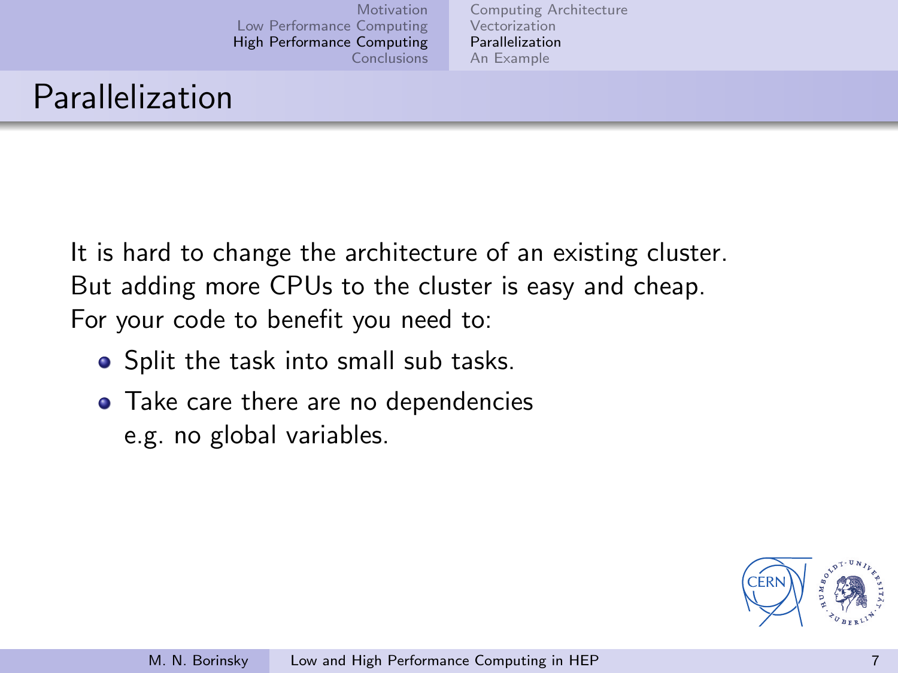# Parallelization

It is hard to change the architecture of an existing cluster.
But adding more CPUs to the cluster is easy and cheap.
For your code to benefit you need to:

- Split the task into small sub tasks.
- Take care there are no dependencies
  e.g. no global variables.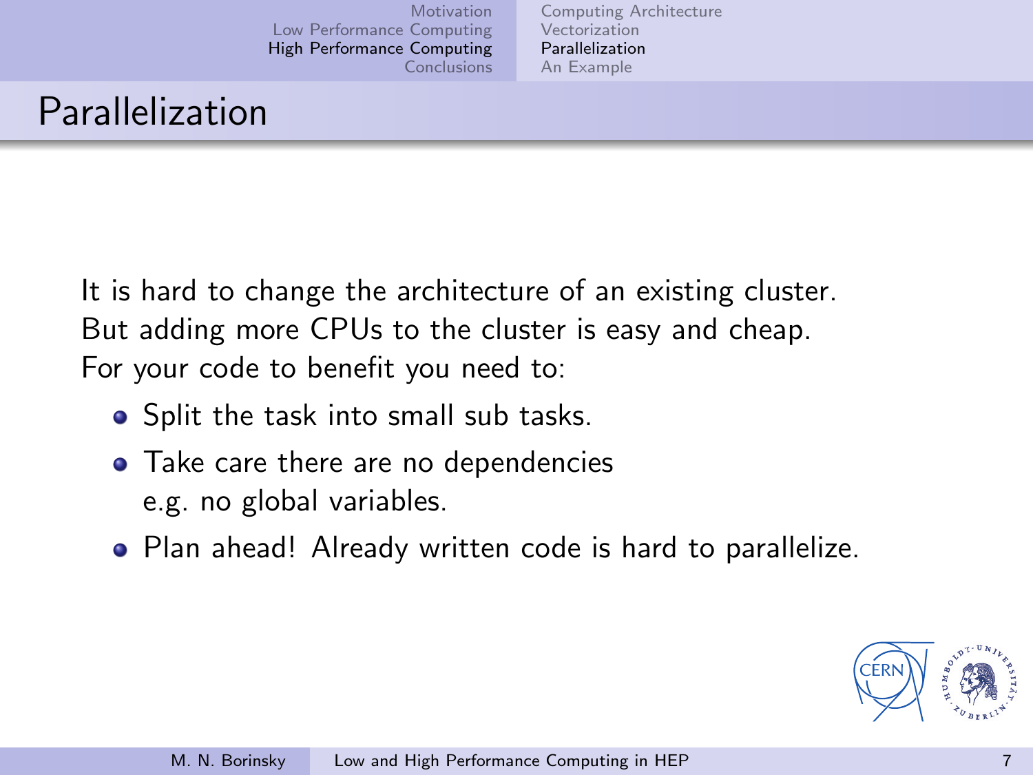# Parallelization

It is hard to change the architecture of an existing cluster.
But adding more CPUs to the cluster is easy and cheap.
For your code to benefit you need to:

- Split the task into small sub tasks.
- Take care there are no dependencies
  e.g. no global variables.
- Plan ahead! Already written code is hard to parallelize.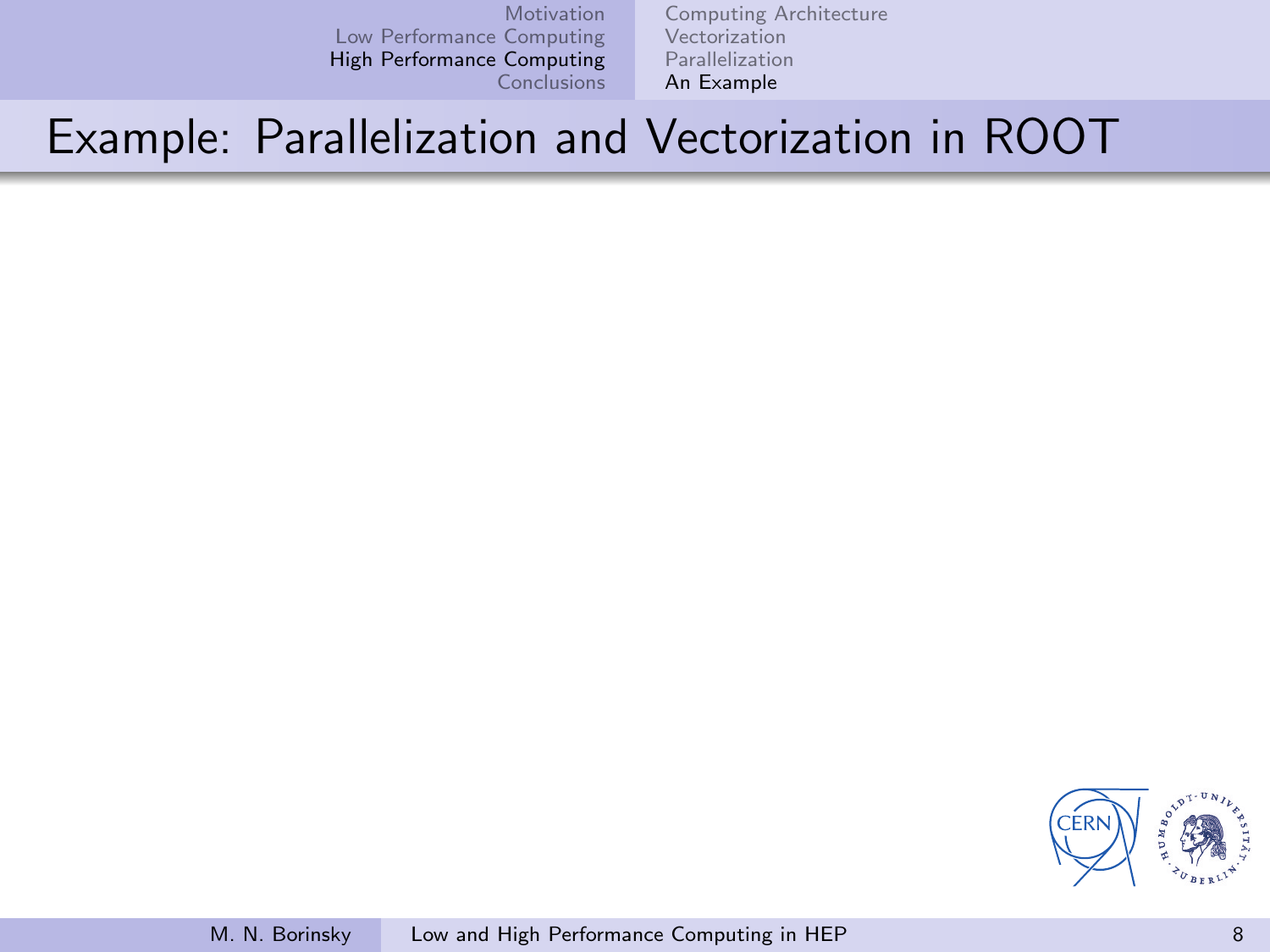# Example: Parallelization and Vectorization in ROOT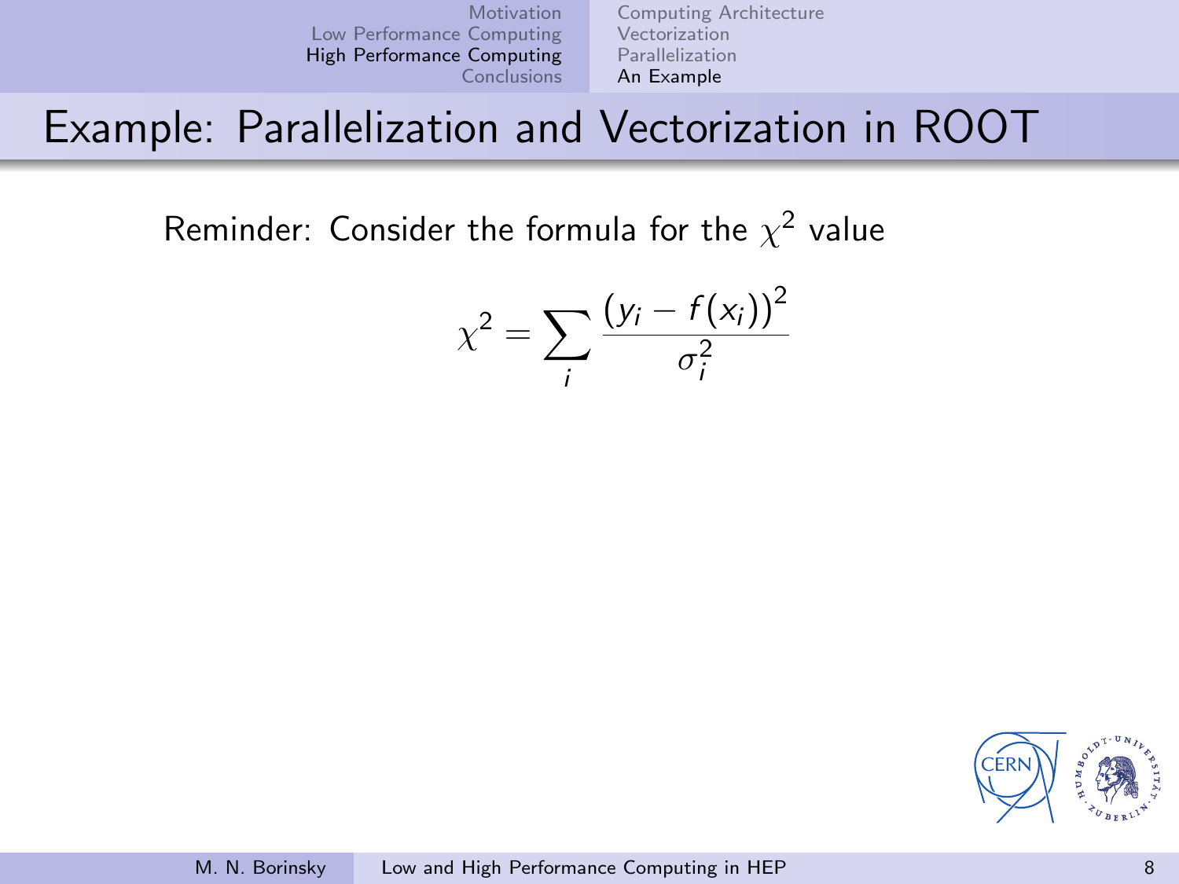# Example: Parallelization and Vectorization in ROOT

Reminder: Consider the formula for the $\chi^2$ value

$$\chi^2 = \sum_i \frac{(y_i - f(x_i))^2}{\sigma_i^2}$$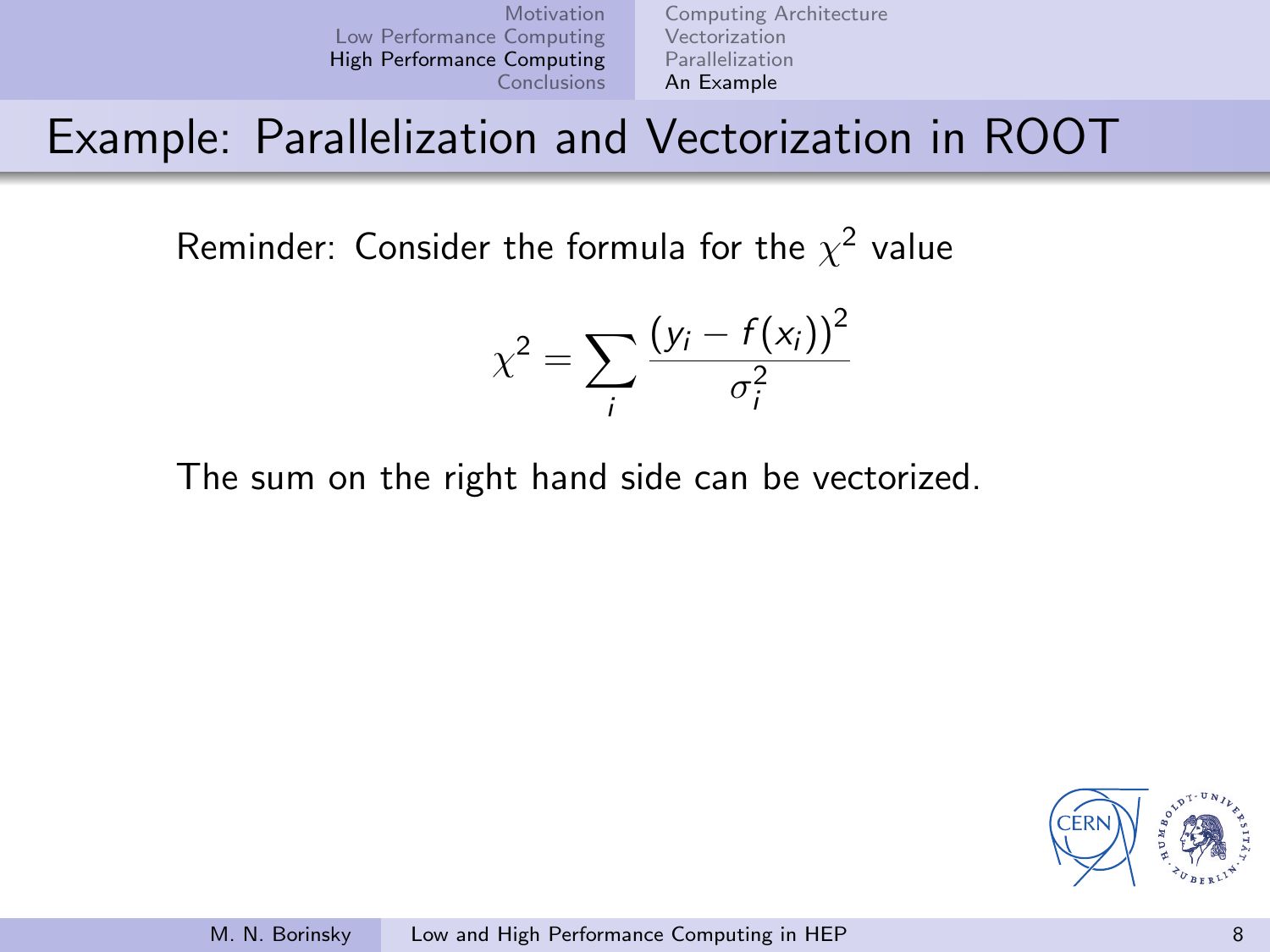# Example: Parallelization and Vectorization in ROOT

Reminder: Consider the formula for the $\chi^2$ value

$$\chi^2 = \sum_i \frac{(y_i - f(x_i))^2}{\sigma_i^2}$$

The sum on the right hand side can be vectorized.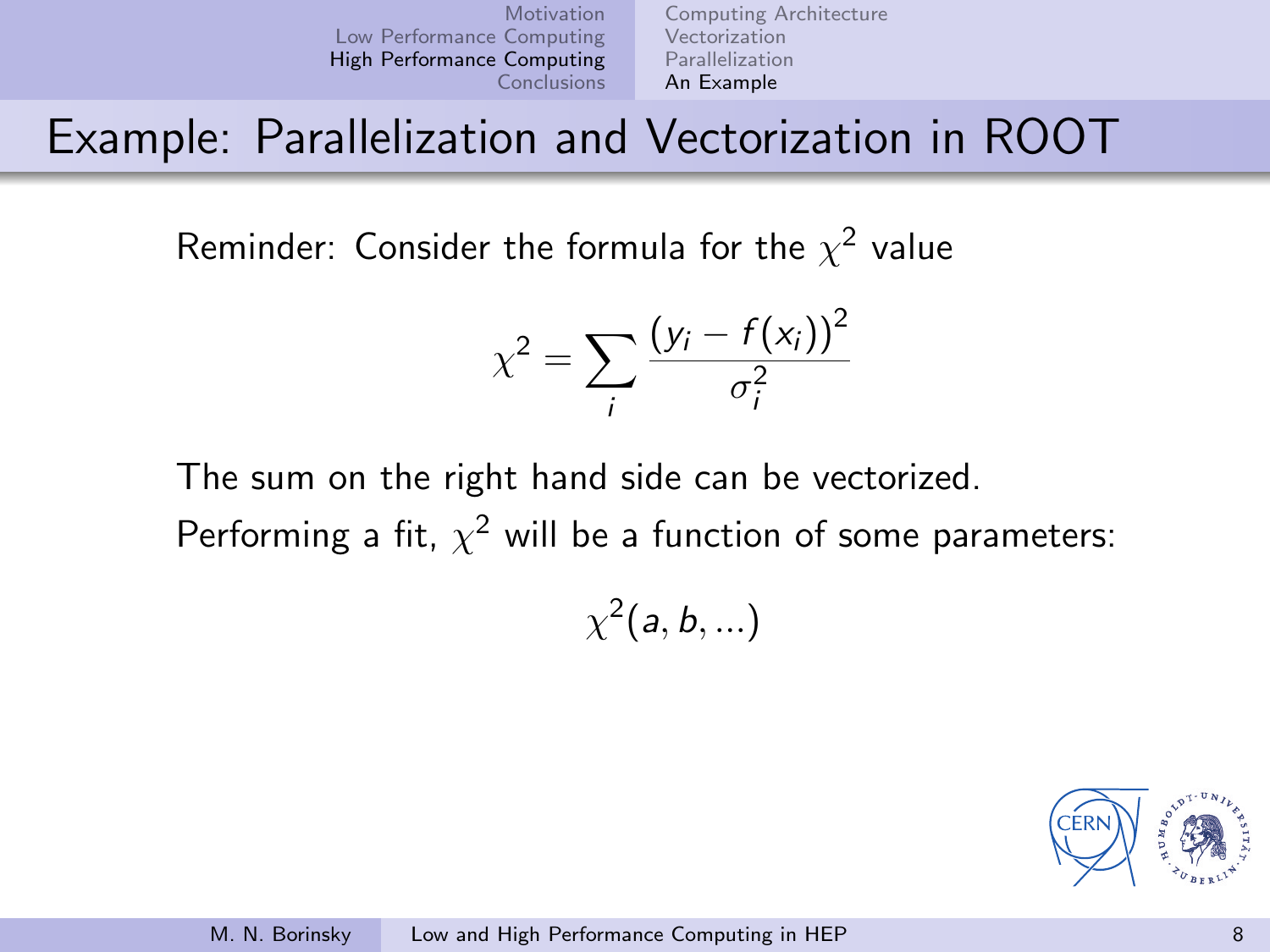# Example: Parallelization and Vectorization in ROOT

Reminder: Consider the formula for the $\chi^2$ value

$$\chi^2 = \sum_i \frac{(y_i - f(x_i))^2}{\sigma_i^2}$$

The sum on the right hand side can be vectorized.

Performing a fit, $\chi^2$ will be a function of some parameters:

$$\chi^2(a, b, ...)$$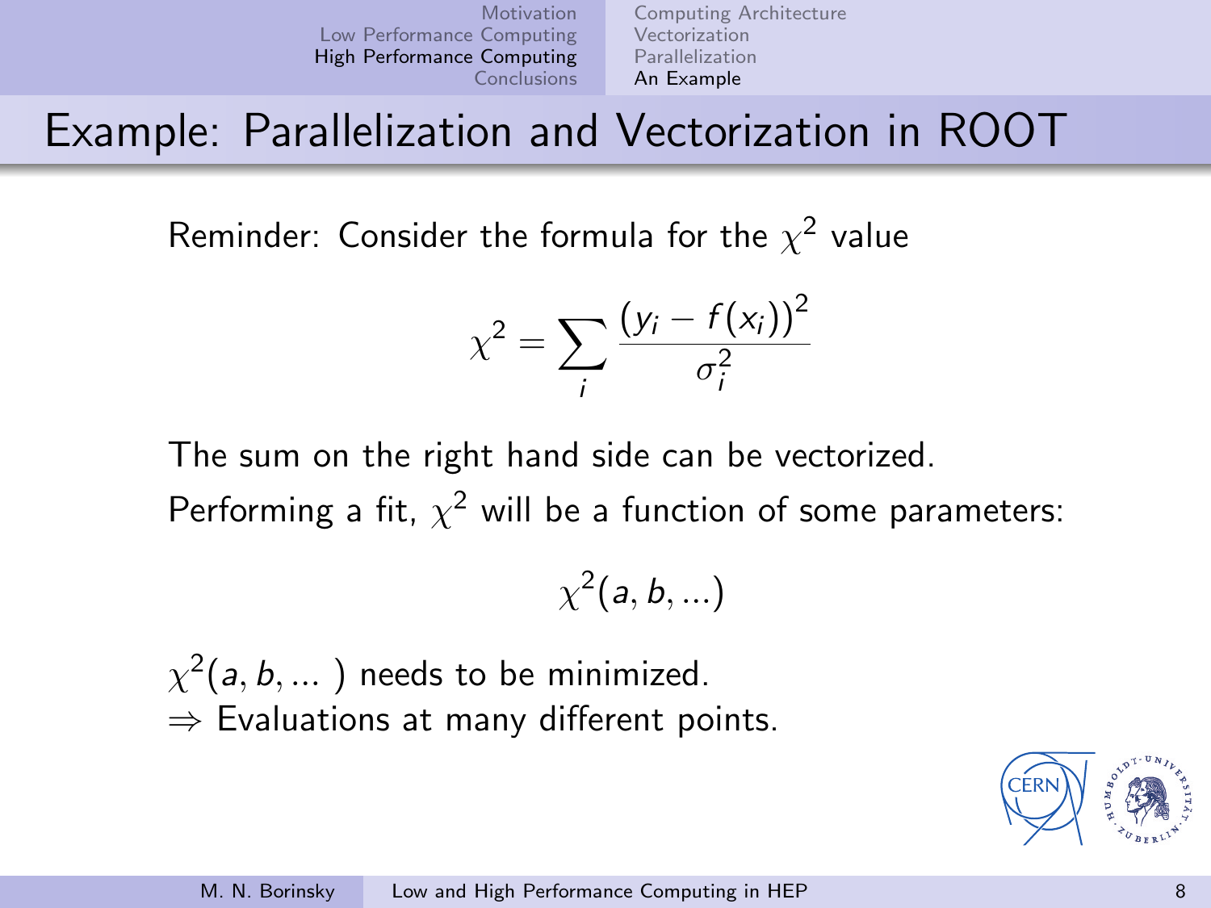# Example: Parallelization and Vectorization in ROOT

Reminder: Consider the formula for the $\chi^2$ value

$$\chi^2 = \sum_i \frac{(y_i - f(x_i))^2}{\sigma_i^2}$$

The sum on the right hand side can be vectorized.
Performing a fit, $\chi^2$ will be a function of some parameters:

$$\chi^2(a, b, ...)$$

$\chi^2(a, b, ...)$ needs to be minimized.
$\Rightarrow$ Evaluations at many different points.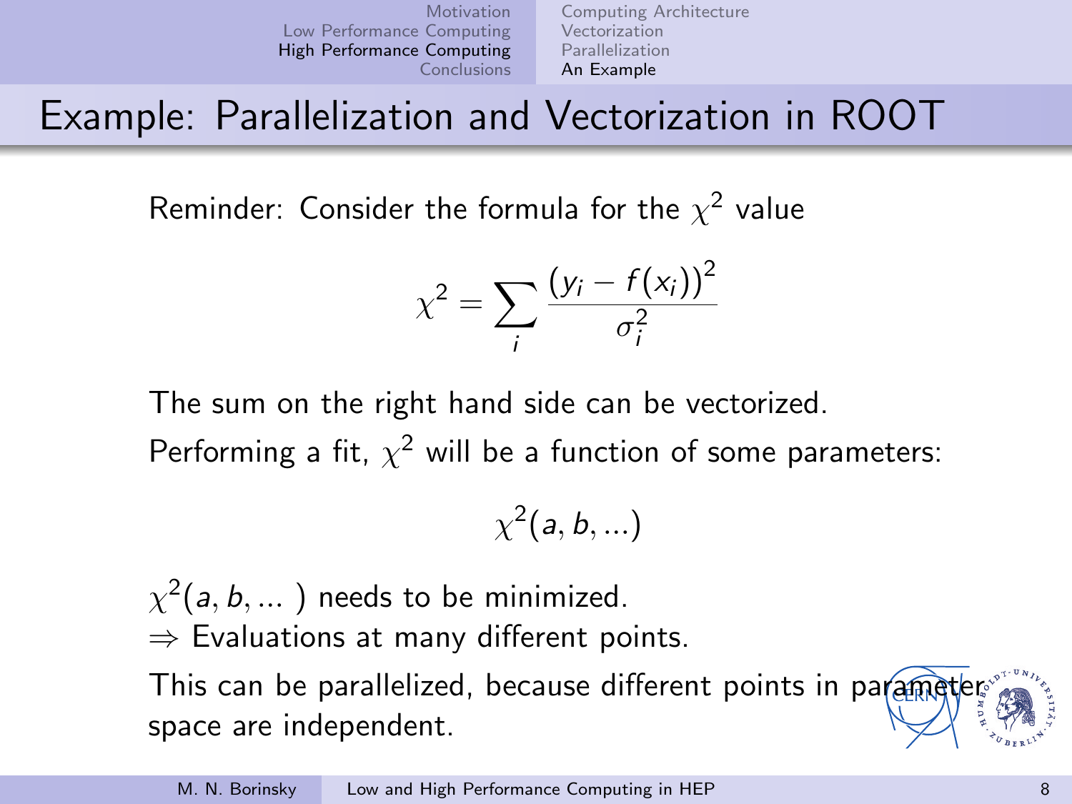# Example: Parallelization and Vectorization in ROOT

Reminder: Consider the formula for the $\chi^2$ value

$$\chi^2 = \sum_i \frac{(y_i - f(x_i))^2}{\sigma_i^2}$$

The sum on the right hand side can be vectorized.

Performing a fit, $\chi^2$ will be a function of some parameters:

$$\chi^2(a, b, ...)$$

$\chi^2(a, b, ... )$ needs to be minimized.

$\Rightarrow$ Evaluations at many different points.

This can be parallelized, because different points in parameter space are independent.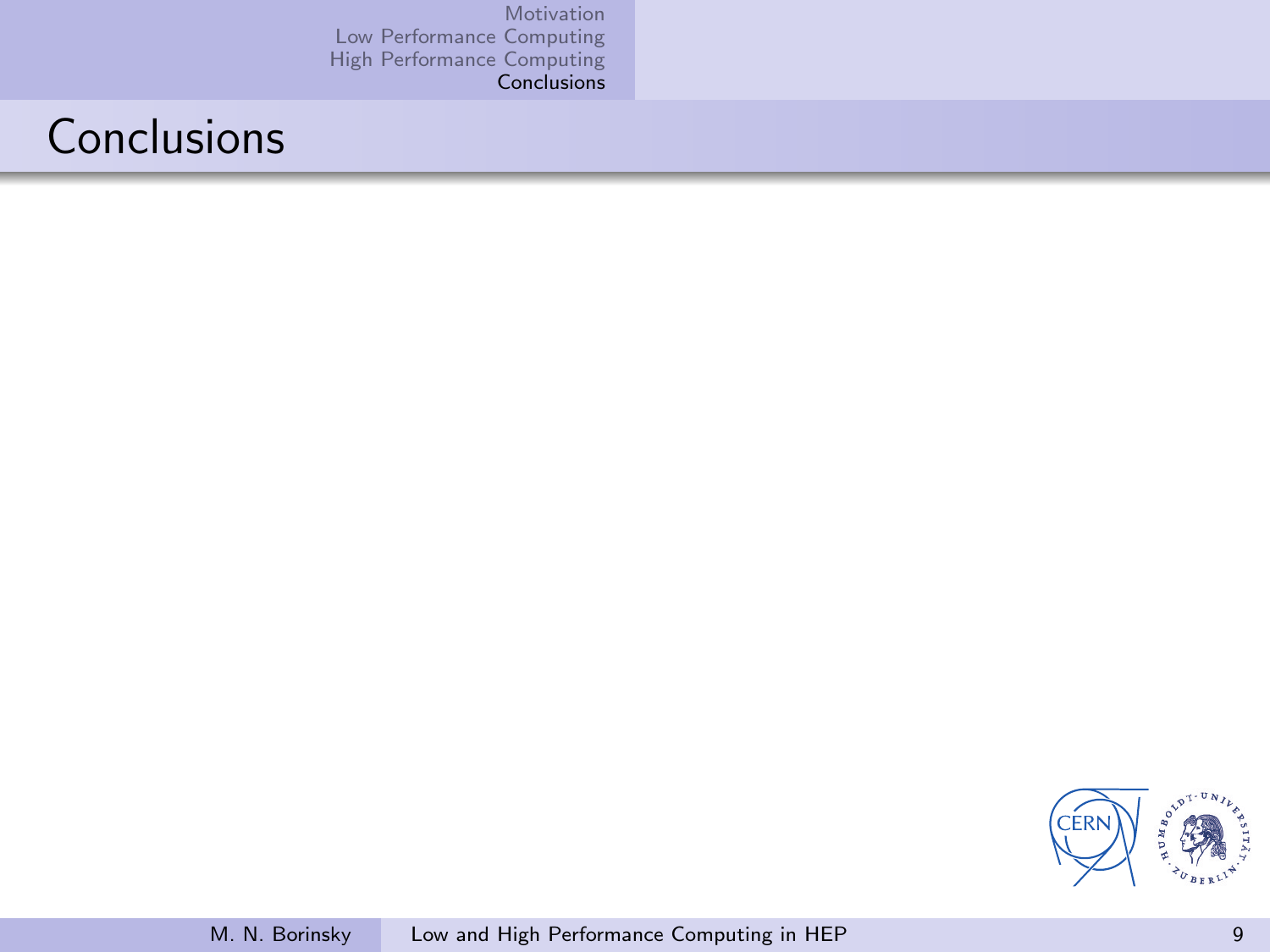# Conclusions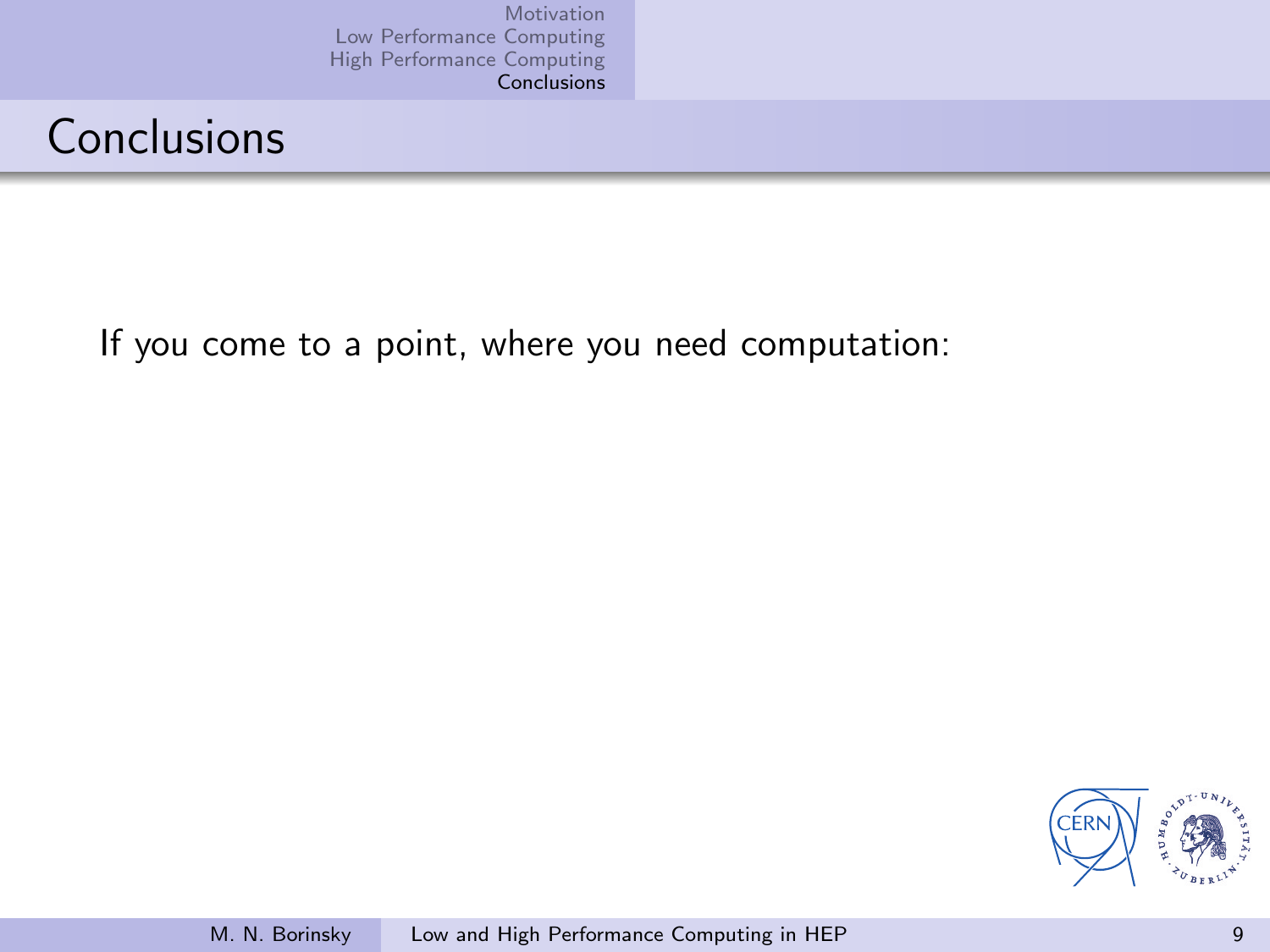# Conclusions

If you come to a point, where you need computation: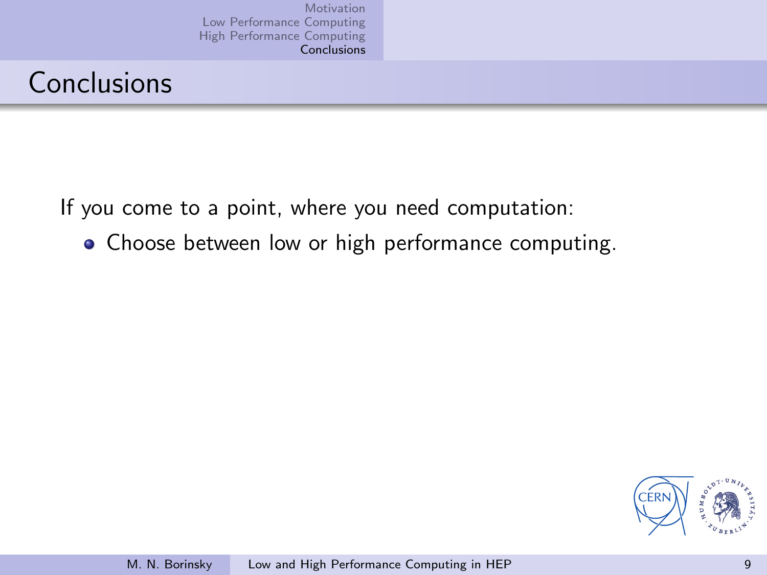# Conclusions

If you come to a point, where you need computation:

- Choose between low or high performance computing.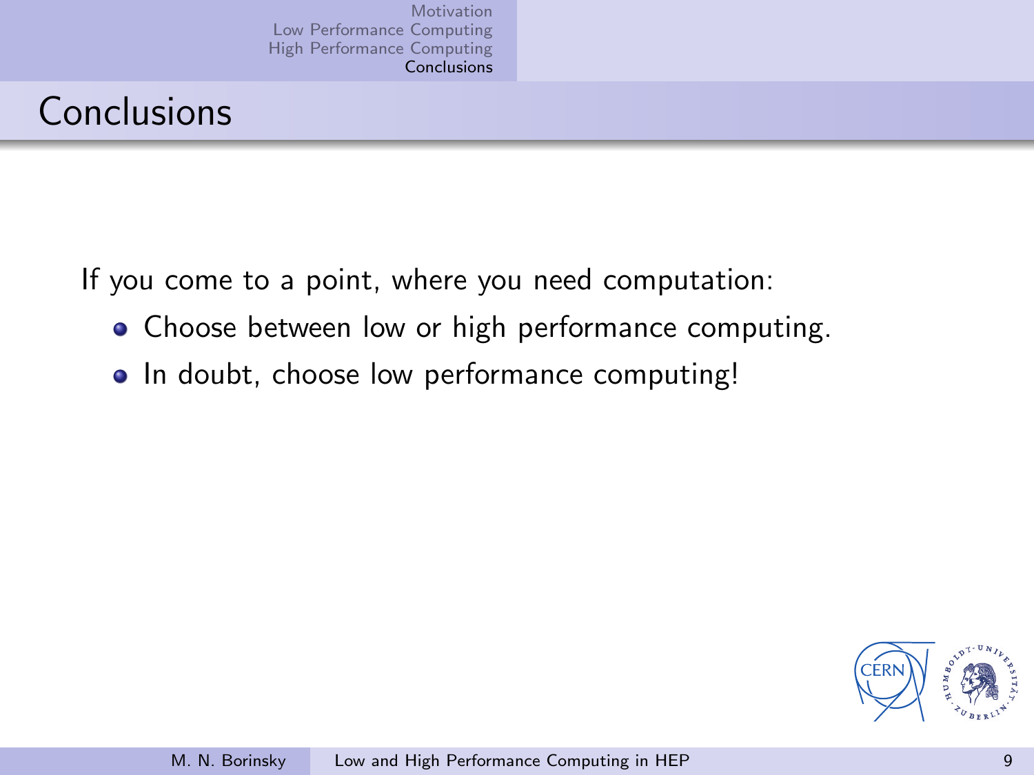# Conclusions

If you come to a point, where you need computation:

- Choose between low or high performance computing.
- In doubt, choose low performance computing!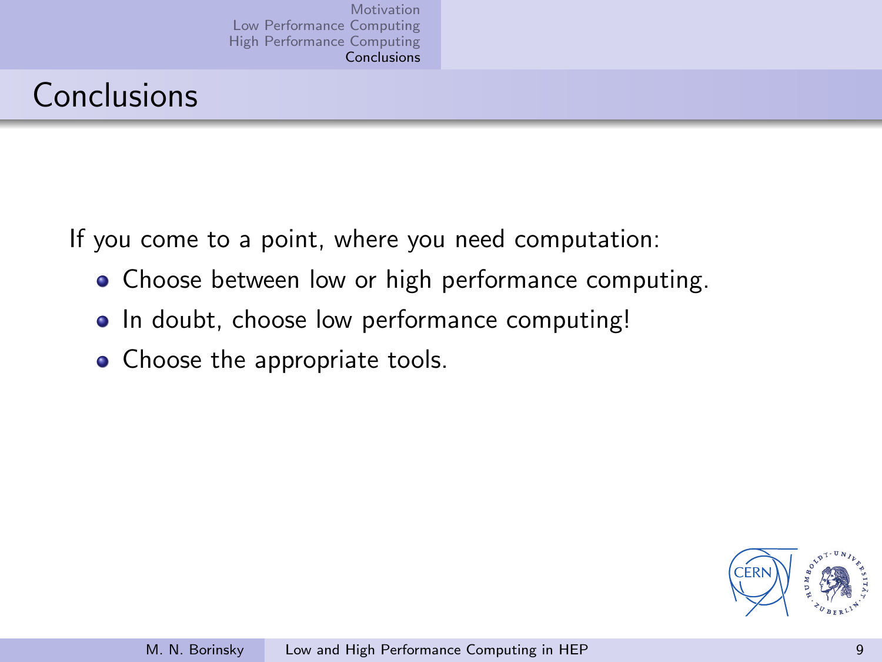# Conclusions

If you come to a point, where you need computation:

- Choose between low or high performance computing.
- In doubt, choose low performance computing!
- Choose the appropriate tools.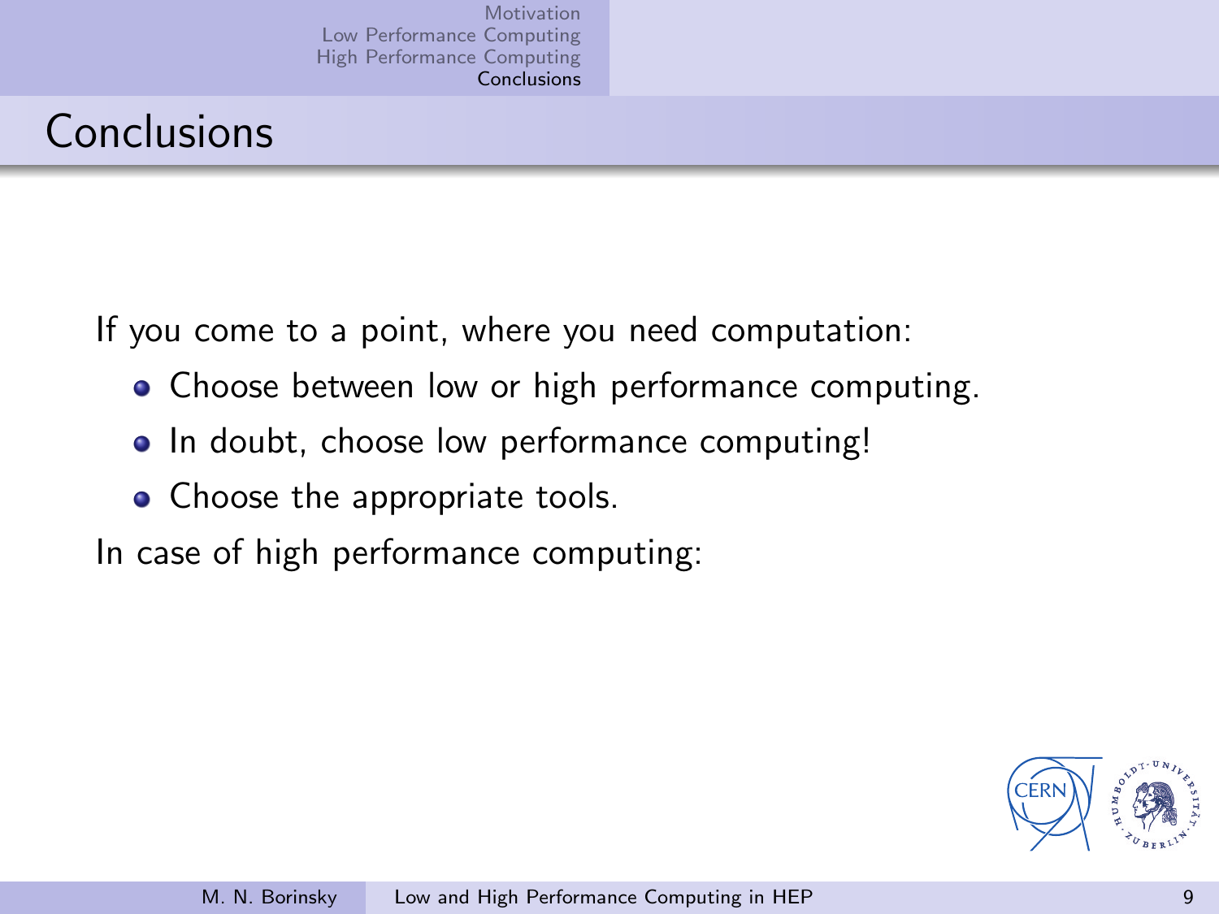# Conclusions

If you come to a point, where you need computation:

- Choose between low or high performance computing.
- In doubt, choose low performance computing!
- Choose the appropriate tools.

In case of high performance computing: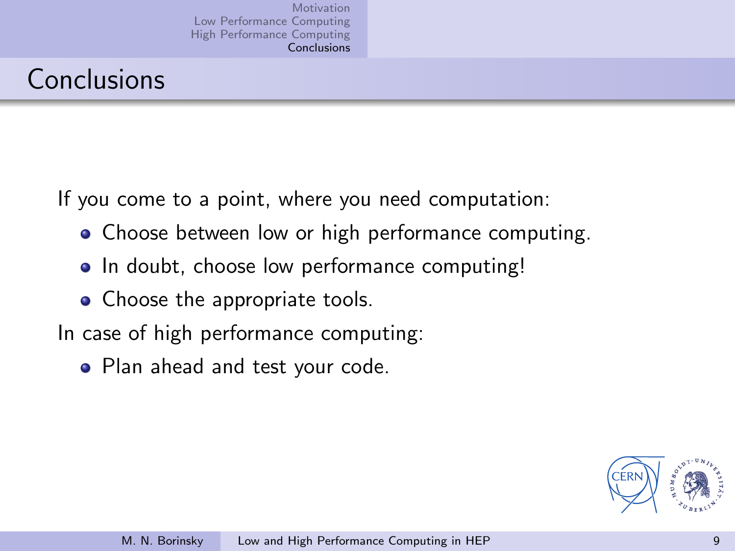## Conclusions

If you come to a point, where you need computation:

- Choose between low or high performance computing.
- In doubt, choose low performance computing!
- Choose the appropriate tools.

In case of high performance computing:

- Plan ahead and test your code.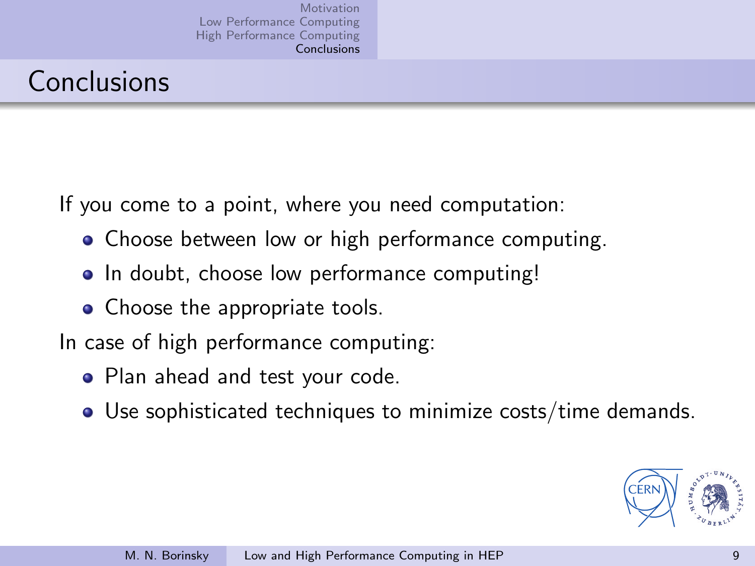# Conclusions

If you come to a point, where you need computation:

- Choose between low or high performance computing.
- In doubt, choose low performance computing!
- Choose the appropriate tools.

In case of high performance computing:

- Plan ahead and test your code.
- Use sophisticated techniques to minimize costs/time demands.